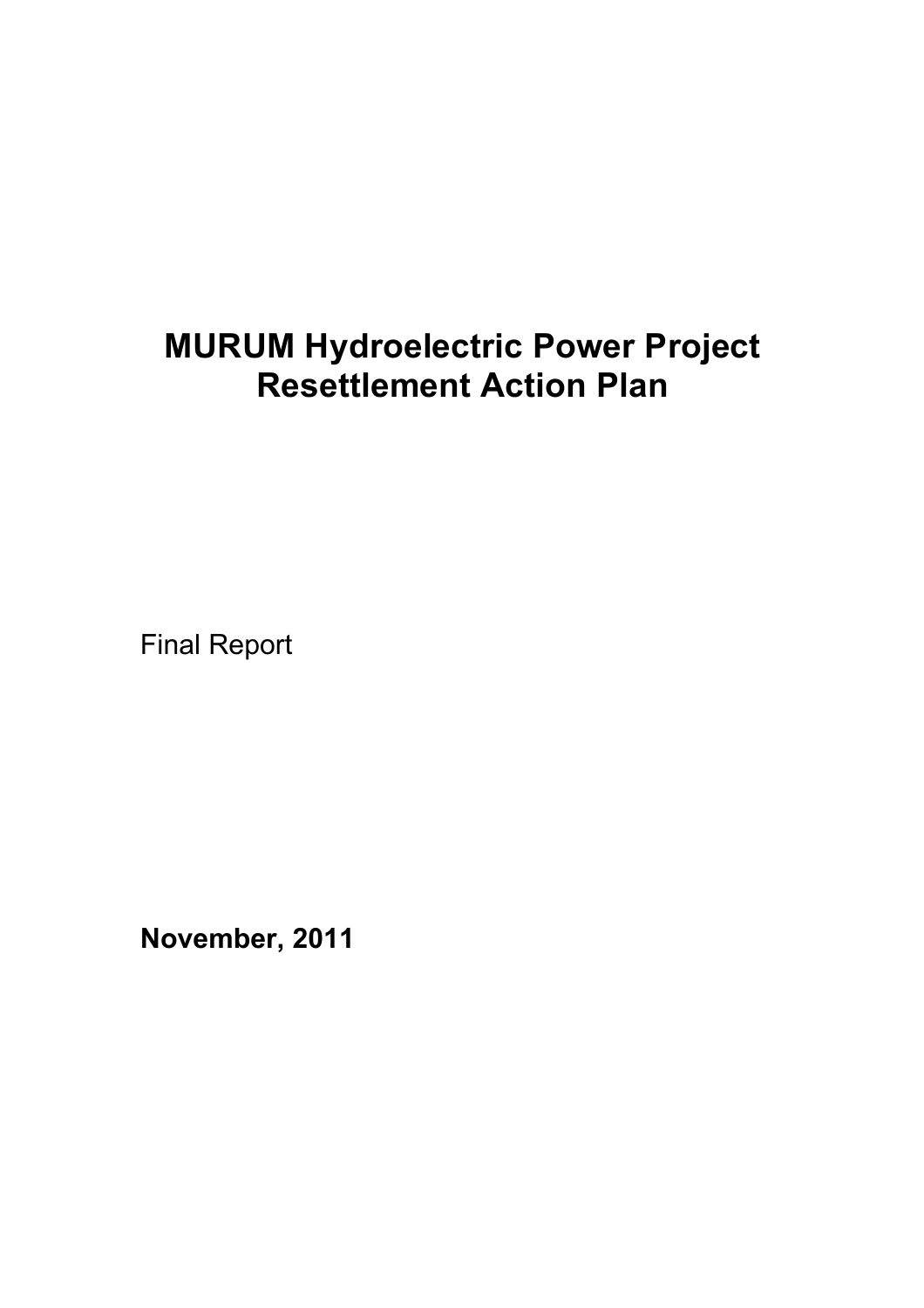# MURUM Hydroelectric Power Project Resettlement Action Plan

Final Report

**November, 2011**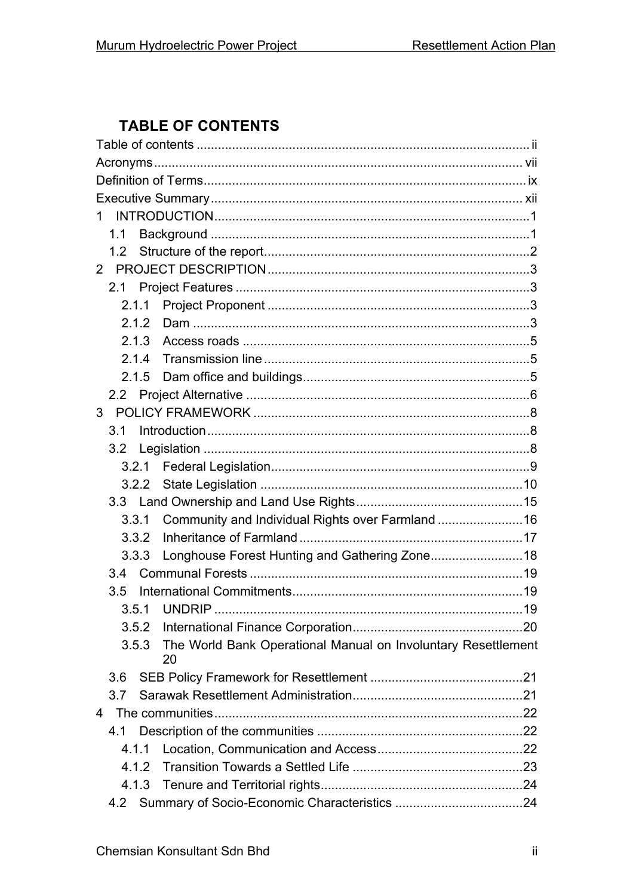## TABLE OF CONTENTS

Table of contents ....................................................................................... ii
Acronyms ....................................................................................... vii
Definition of Terms ....................................................................................... ix
Executive Summary ....................................................................................... xii
1 INTRODUCTION ....................................................................................... 1
  1.1 Background ....................................................................................... 1
  1.2 Structure of the report ....................................................................................... 2
2 PROJECT DESCRIPTION ....................................................................................... 3
  2.1 Project Features ....................................................................................... 3
    2.1.1 Project Proponent ....................................................................................... 3
    2.1.2 Dam ....................................................................................... 3
    2.1.3 Access roads ....................................................................................... 5
    2.1.4 Transmission line ....................................................................................... 5
    2.1.5 Dam office and buildings ....................................................................................... 5
  2.2 Project Alternative ....................................................................................... 6
3 POLICY FRAMEWORK ....................................................................................... 8
  3.1 Introduction ....................................................................................... 8
  3.2 Legislation ....................................................................................... 8
    3.2.1 Federal Legislation ....................................................................................... 9
    3.2.2 State Legislation ....................................................................................... 10
  3.3 Land Ownership and Land Use Rights ....................................................................................... 15
    3.3.1 Community and Individual Rights over Farmland ....................................................................................... 16
    3.3.2 Inheritance of Farmland ....................................................................................... 17
    3.3.3 Longhouse Forest Hunting and Gathering Zone ....................................................................................... 18
  3.4 Communal Forests ....................................................................................... 19
  3.5 International Commitments ....................................................................................... 19
    3.5.1 UNDRIP ....................................................................................... 19
    3.5.2 International Finance Corporation ....................................................................................... 20
    3.5.3 The World Bank Operational Manual on Involuntary Resettlement 20
  3.6 SEB Policy Framework for Resettlement ....................................................................................... 21
  3.7 Sarawak Resettlement Administration ....................................................................................... 21
4 The communities ....................................................................................... 22
  4.1 Description of the communities ....................................................................................... 22
    4.1.1 Location, Communication and Access ....................................................................................... 22
    4.1.2 Transition Towards a Settled Life ....................................................................................... 23
    4.1.3 Tenure and Territorial rights ....................................................................................... 24
  4.2 Summary of Socio-Economic Characteristics ....................................................................................... 24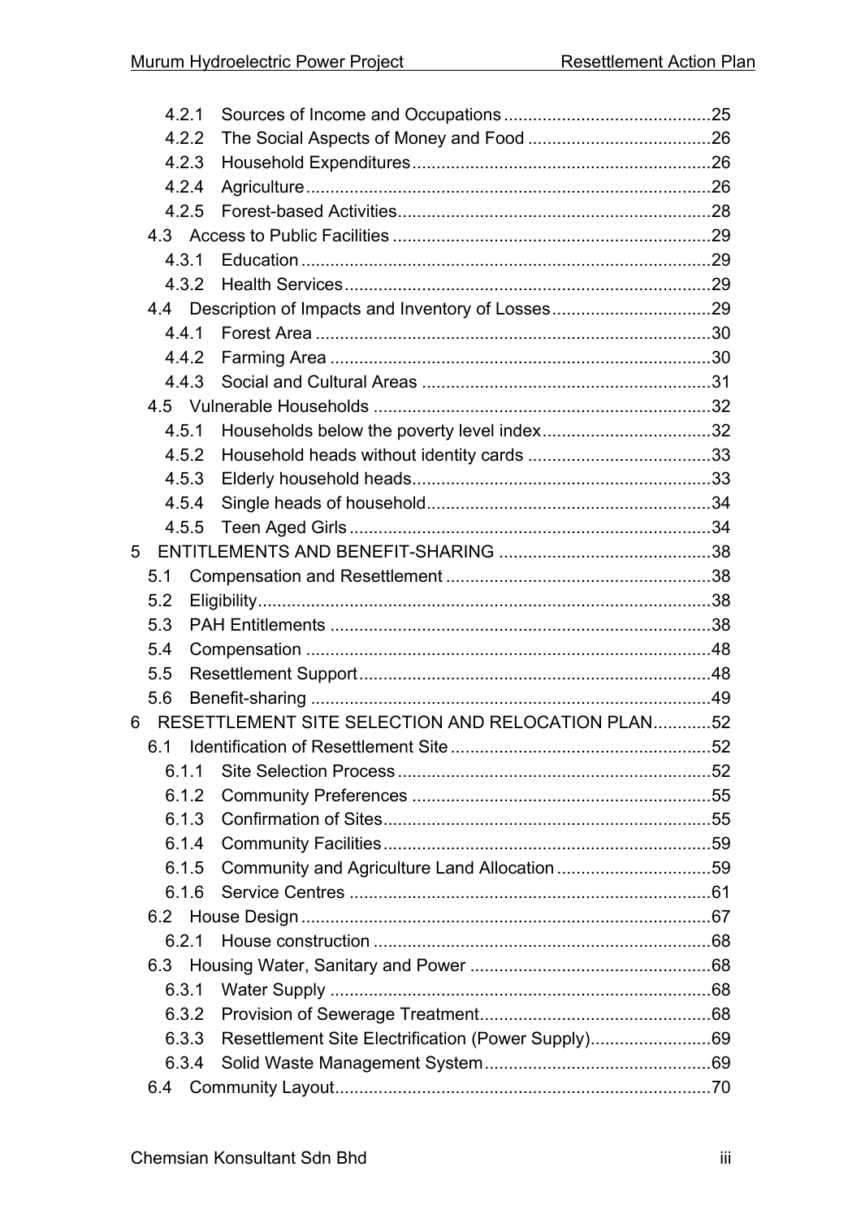4.2.1 Sources of Income and Occupations ........................................... 25
4.2.2 The Social Aspects of Money and Food ...................................... 26
4.2.3 Household Expenditures ............................................................. 26
4.2.4 Agriculture ................................................................................... 26
4.2.5 Forest-based Activities ................................................................ 28
4.3 Access to Public Facilities ................................................................. 29
4.3.1 Education ..................................................................................... 29
4.3.2 Health Services ........................................................................... 29
4.4 Description of Impacts and Inventory of Losses ................................. 29
4.4.1 Forest Area .................................................................................. 30
4.4.2 Farming Area ............................................................................... 30
4.4.3 Social and Cultural Areas ............................................................ 31
4.5 Vulnerable Households ..................................................................... 32
4.5.1 Households below the poverty level index ................................... 32
4.5.2 Household heads without identity cards ...................................... 33
4.5.3 Elderly household heads ............................................................. 33
4.5.4 Single heads of household ........................................................... 34
4.5.5 Teen Aged Girls ........................................................................... 34
5 ENTITLEMENTS AND BENEFIT-SHARING ............................................ 38
5.1 Compensation and Resettlement ....................................................... 38
5.2 Eligibility ............................................................................................. 38
5.3 PAH Entitlements ............................................................................... 38
5.4 Compensation .................................................................................... 48
5.5 Resettlement Support ......................................................................... 48
5.6 Benefit-sharing ................................................................................... 49
6 RESETTLEMENT SITE SELECTION AND RELOCATION PLAN ............ 52
6.1 Identification of Resettlement Site ..................................................... 52
6.1.1 Site Selection Process ................................................................. 52
6.1.2 Community Preferences .............................................................. 55
6.1.3 Confirmation of Sites .................................................................... 55
6.1.4 Community Facilities .................................................................... 59
6.1.5 Community and Agriculture Land Allocation ................................ 59
6.1.6 Service Centres ........................................................................... 61
6.2 House Design ..................................................................................... 67
6.2.1 House construction ...................................................................... 68
6.3 Housing Water, Sanitary and Power .................................................. 68
6.3.1 Water Supply ............................................................................... 68
6.3.2 Provision of Sewerage Treatment ................................................ 68
6.3.3 Resettlement Site Electrification (Power Supply) ......................... 69
6.3.4 Solid Waste Management System ............................................... 69
6.4 Community Layout .............................................................................. 70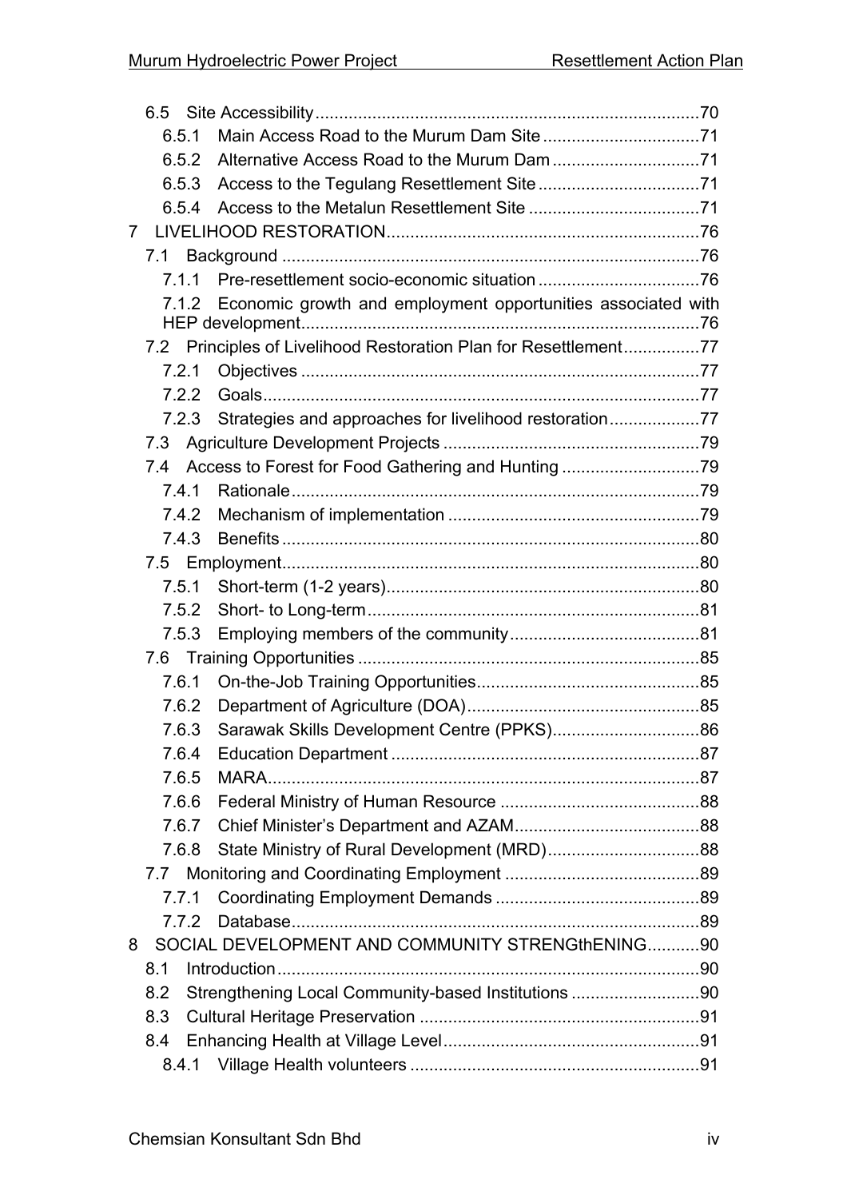6.5 Site Accessibility ........................................................................70

6.5.1 Main Access Road to the Murum Dam Site ........................................71

6.5.2 Alternative Access Road to the Murum Dam ......................................71

6.5.3 Access to the Tegulang Resettlement Site ........................................71

6.5.4 Access to the Metalun Resettlement Site ..........................................71

7 LIVELIHOOD RESTORATION ..........................................................................76

7.1 Background ..................................................................................76

7.1.1 Pre-resettlement socio-economic situation ........................................76

7.1.2 Economic growth and employment opportunities associated with HEP development ..................................................................................76

7.2 Principles of Livelihood Restoration Plan for Resettlement ....................77

7.2.1 Objectives ......................................................................................77

7.2.2 Goals ..............................................................................................77

7.2.3 Strategies and approaches for livelihood restoration ..........................77

7.3 Agriculture Development Projects .......................................................79

7.4 Access to Forest for Food Gathering and Hunting ..................................79

7.4.1 Rationale .........................................................................................79

7.4.2 Mechanism of implementation ...........................................................79

7.4.3 Benefits ...........................................................................................80

7.5 Employment ........................................................................................80

7.5.1 Short-term (1-2 years) .......................................................................80

7.5.2 Short- to Long-term ...........................................................................81

7.5.3 Employing members of the community ................................................81

7.6 Training Opportunities ..........................................................................85

7.6.1 On-the-Job Training Opportunities ......................................................85

7.6.2 Department of Agriculture (DOA) ........................................................85

7.6.3 Sarawak Skills Development Centre (PPKS) ........................................86

7.6.4 Education Department ........................................................................87

7.6.5 MARA ...............................................................................................87

7.6.6 Federal Ministry of Human Resource ..................................................88

7.6.7 Chief Minister's Department and AZAM ...............................................88

7.6.8 State Ministry of Rural Development (MRD) ..........................................88

7.7 Monitoring and Coordinating Employment ................................................89

7.7.1 Coordinating Employment Demands ....................................................89

7.7.2 Database ..........................................................................................89

8 SOCIAL DEVELOPMENT AND COMMUNITY STRENGthENING ...........................90

8.1 Introduction .........................................................................................90

8.2 Strengthening Local Community-based Institutions ...................................90

8.3 Cultural Heritage Preservation ...............................................................91

8.4 Enhancing Health at Village Level ..........................................................91

8.4.1 Village Health volunteers ....................................................................91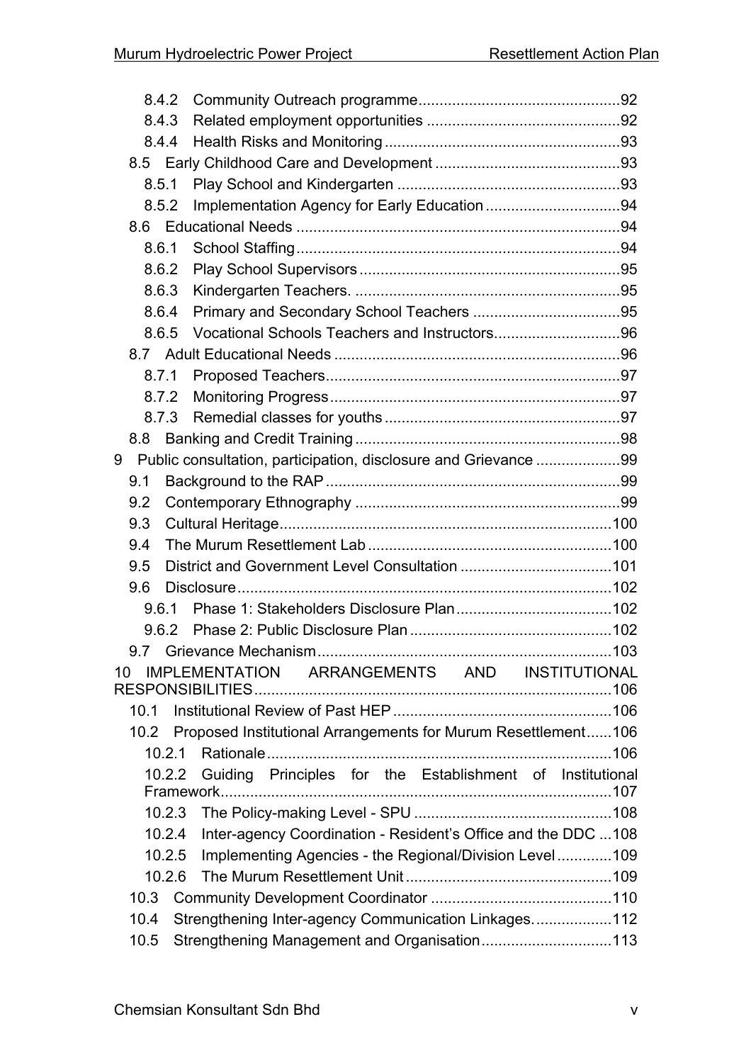- 8.4.2 Community Outreach programme ... 92
- 8.4.3 Related employment opportunities ... 92
- 8.4.4 Health Risks and Monitoring ... 93
- 8.5 Early Childhood Care and Development ... 93
  - 8.5.1 Play School and Kindergarten ... 93
  - 8.5.2 Implementation Agency for Early Education ... 94
- 8.6 Educational Needs ... 94
  - 8.6.1 School Staffing ... 94
  - 8.6.2 Play School Supervisors ... 95
  - 8.6.3 Kindergarten Teachers. ... 95
  - 8.6.4 Primary and Secondary School Teachers ... 95
  - 8.6.5 Vocational Schools Teachers and Instructors ... 96
- 8.7 Adult Educational Needs ... 96
  - 8.7.1 Proposed Teachers ... 97
  - 8.7.2 Monitoring Progress ... 97
  - 8.7.3 Remedial classes for youths ... 97
- 8.8 Banking and Credit Training ... 98

9 Public consultation, participation, disclosure and Grievance ... 99

- 9.1 Background to the RAP ... 99
- 9.2 Contemporary Ethnography ... 99
- 9.3 Cultural Heritage ... 100
- 9.4 The Murum Resettlement Lab ... 100
- 9.5 District and Government Level Consultation ... 101
- 9.6 Disclosure ... 102
  - 9.6.1 Phase 1: Stakeholders Disclosure Plan ... 102
  - 9.6.2 Phase 2: Public Disclosure Plan ... 102
- 9.7 Grievance Mechanism ... 103

10 IMPLEMENTATION ARRANGEMENTS AND INSTITUTIONAL RESPONSIBILITIES ... 106

- 10.1 Institutional Review of Past HEP ... 106
- 10.2 Proposed Institutional Arrangements for Murum Resettlement ... 106
  - 10.2.1 Rationale ... 106
  - 10.2.2 Guiding Principles for the Establishment of Institutional Framework ... 107
  - 10.2.3 The Policy-making Level - SPU ... 108
  - 10.2.4 Inter-agency Coordination - Resident's Office and the DDC ... 108
  - 10.2.5 Implementing Agencies - the Regional/Division Level ... 109
  - 10.2.6 The Murum Resettlement Unit ... 109
- 10.3 Community Development Coordinator ... 110
- 10.4 Strengthening Inter-agency Communication Linkages. ... 112
- 10.5 Strengthening Management and Organisation ... 113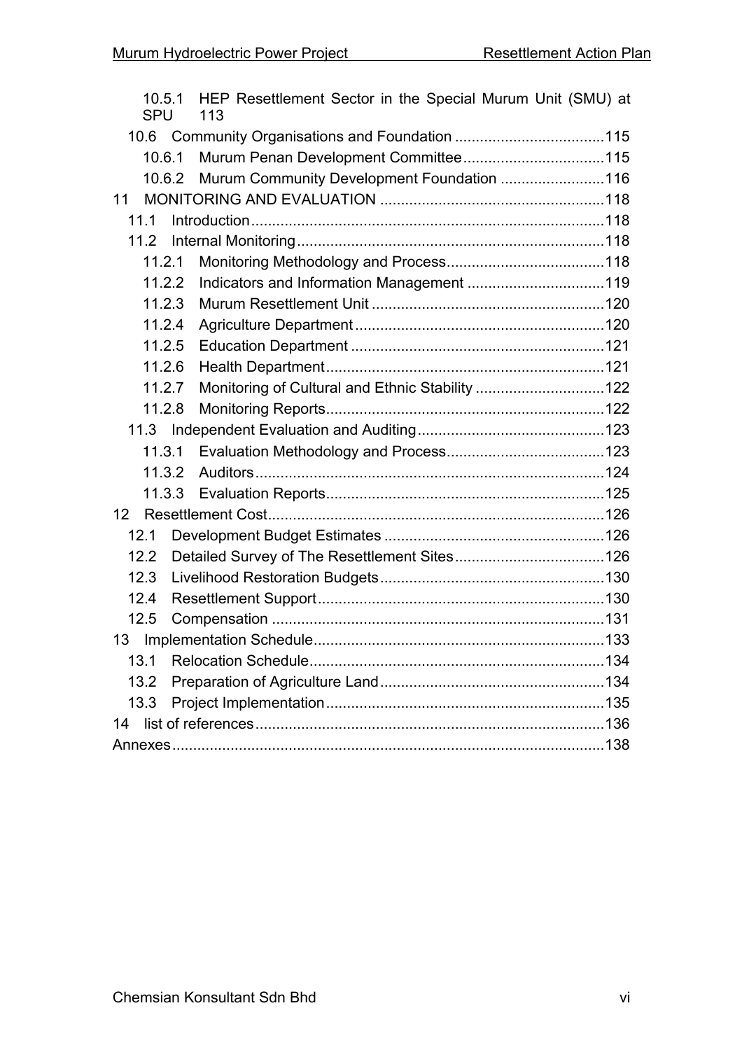10.5.1 HEP Resettlement Sector in the Special Murum Unit (SMU) at SPU 113

10.6 Community Organisations and Foundation ....................................115

10.6.1 Murum Penan Development Committee..................................115

10.6.2 Murum Community Development Foundation .........................116

11 MONITORING AND EVALUATION ......................................................118

11.1 Introduction....................................................................................118

11.2 Internal Monitoring.........................................................................118

11.2.1 Monitoring Methodology and Process......................................118

11.2.2 Indicators and Information Management .................................119

11.2.3 Murum Resettlement Unit ........................................................120

11.2.4 Agriculture Department............................................................120

11.2.5 Education Department .............................................................121

11.2.6 Health Department...................................................................121

11.2.7 Monitoring of Cultural and Ethnic Stability ...............................122

11.2.8 Monitoring Reports...................................................................122

11.3 Independent Evaluation and Auditing.............................................123

11.3.1 Evaluation Methodology and Process......................................123

11.3.2 Auditors....................................................................................124

11.3.3 Evaluation Reports...................................................................125

12 Resettlement Cost.................................................................................126

12.1 Development Budget Estimates .....................................................126

12.2 Detailed Survey of The Resettlement Sites....................................126

12.3 Livelihood Restoration Budgets......................................................130

12.4 Resettlement Support....................................................................130

12.5 Compensation ...............................................................................131

13 Implementation Schedule......................................................................133

13.1 Relocation Schedule.......................................................................134

13.2 Preparation of Agriculture Land......................................................134

13.3 Project Implementation...................................................................135

14 list of references...................................................................................136

Annexes.......................................................................................................138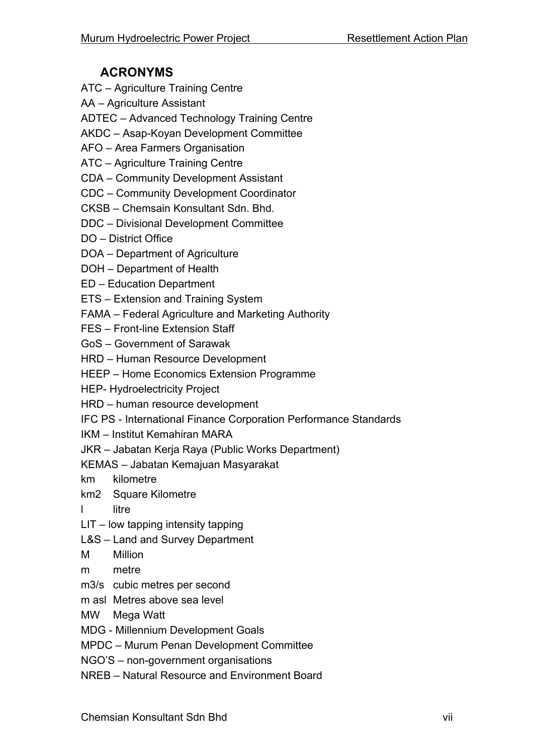## ACRONYMS

ATC – Agriculture Training Centre

AA – Agriculture Assistant

ADTEC – Advanced Technology Training Centre

AKDC – Asap-Koyan Development Committee

AFO – Area Farmers Organisation

ATC – Agriculture Training Centre

CDA – Community Development Assistant

CDC – Community Development Coordinator

CKSB – Chemsain Konsultant Sdn. Bhd.

DDC – Divisional Development Committee

DO – District Office

DOA – Department of Agriculture

DOH – Department of Health

ED – Education Department

ETS – Extension and Training System

FAMA – Federal Agriculture and Marketing Authority

FES – Front-line Extension Staff

GoS – Government of Sarawak

HRD – Human Resource Development

HEEP – Home Economics Extension Programme

HEP- Hydroelectricity Project

HRD – human resource development

IFC PS - International Finance Corporation Performance Standards

IKM – Institut Kemahiran MARA

JKR – Jabatan Kerja Raya (Public Works Department)

KEMAS – Jabatan Kemajuan Masyarakat

km kilometre

km2 Square Kilometre

l litre

LIT – low tapping intensity tapping

L&S – Land and Survey Department

M Million

m metre

m3/s cubic metres per second

m asl Metres above sea level

MW Mega Watt

MDG - Millennium Development Goals

MPDC – Murum Penan Development Committee

NGO'S – non-government organisations

NREB – Natural Resource and Environment Board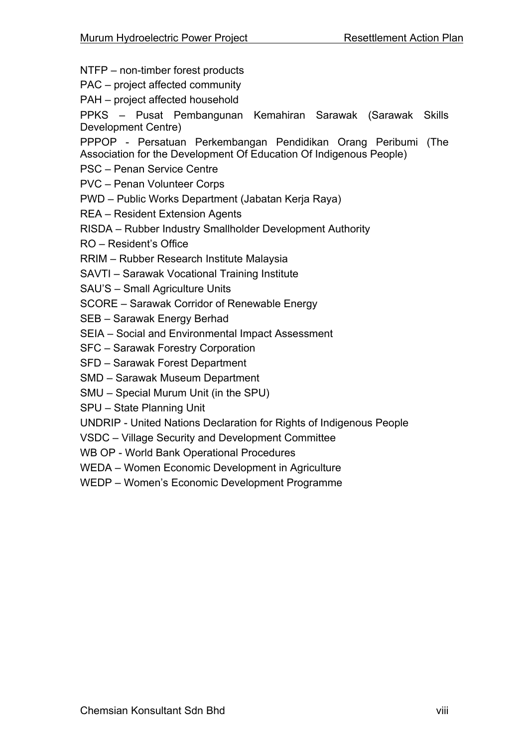NTFP – non-timber forest products

PAC – project affected community

PAH – project affected household

PPKS – Pusat Pembangunan Kemahiran Sarawak (Sarawak Skills Development Centre)

PPPOP - Persatuan Perkembangan Pendidikan Orang Peribumi (The Association for the Development Of Education Of Indigenous People)

PSC – Penan Service Centre

PVC – Penan Volunteer Corps

PWD – Public Works Department (Jabatan Kerja Raya)

REA – Resident Extension Agents

RISDA – Rubber Industry Smallholder Development Authority

RO – Resident's Office

RRIM – Rubber Research Institute Malaysia

SAVTI – Sarawak Vocational Training Institute

SAU'S – Small Agriculture Units

SCORE – Sarawak Corridor of Renewable Energy

SEB – Sarawak Energy Berhad

SEIA – Social and Environmental Impact Assessment

SFC – Sarawak Forestry Corporation

SFD – Sarawak Forest Department

SMD – Sarawak Museum Department

SMU – Special Murum Unit (in the SPU)

SPU – State Planning Unit

UNDRIP - United Nations Declaration for Rights of Indigenous People

VSDC – Village Security and Development Committee

WB OP - World Bank Operational Procedures

WEDA – Women Economic Development in Agriculture

WEDP – Women's Economic Development Programme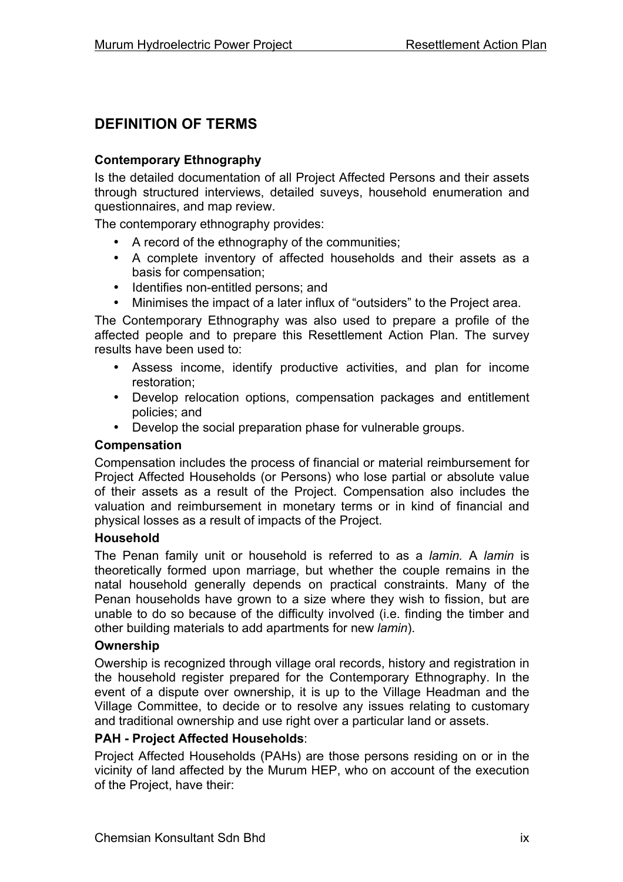## DEFINITION OF TERMS

**Contemporary Ethnography**

Is the detailed documentation of all Project Affected Persons and their assets through structured interviews, detailed suveys, household enumeration and questionnaires, and map review.

The contemporary ethnography provides:

- A record of the ethnography of the communities;
- A complete inventory of affected households and their assets as a basis for compensation;
- Identifies non-entitled persons; and
- Minimises the impact of a later influx of "outsiders" to the Project area.

The Contemporary Ethnography was also used to prepare a profile of the affected people and to prepare this Resettlement Action Plan. The survey results have been used to:

- Assess income, identify productive activities, and plan for income restoration;
- Develop relocation options, compensation packages and entitlement policies; and
- Develop the social preparation phase for vulnerable groups.

**Compensation**

Compensation includes the process of financial or material reimbursement for Project Affected Households (or Persons) who lose partial or absolute value of their assets as a result of the Project. Compensation also includes the valuation and reimbursement in monetary terms or in kind of financial and physical losses as a result of impacts of the Project.

**Household**

The Penan family unit or household is referred to as a *lamin.* A *lamin* is theoretically formed upon marriage, but whether the couple remains in the natal household generally depends on practical constraints. Many of the Penan households have grown to a size where they wish to fission, but are unable to do so because of the difficulty involved (i.e. finding the timber and other building materials to add apartments for new *lamin*).

**Ownership**

Owership is recognized through village oral records, history and registration in the household register prepared for the Contemporary Ethnography. In the event of a dispute over ownership, it is up to the Village Headman and the Village Committee, to decide or to resolve any issues relating to customary and traditional ownership and use right over a particular land or assets.

**PAH - Project Affected Households**:

Project Affected Households (PAHs) are those persons residing on or in the vicinity of land affected by the Murum HEP, who on account of the execution of the Project, have their: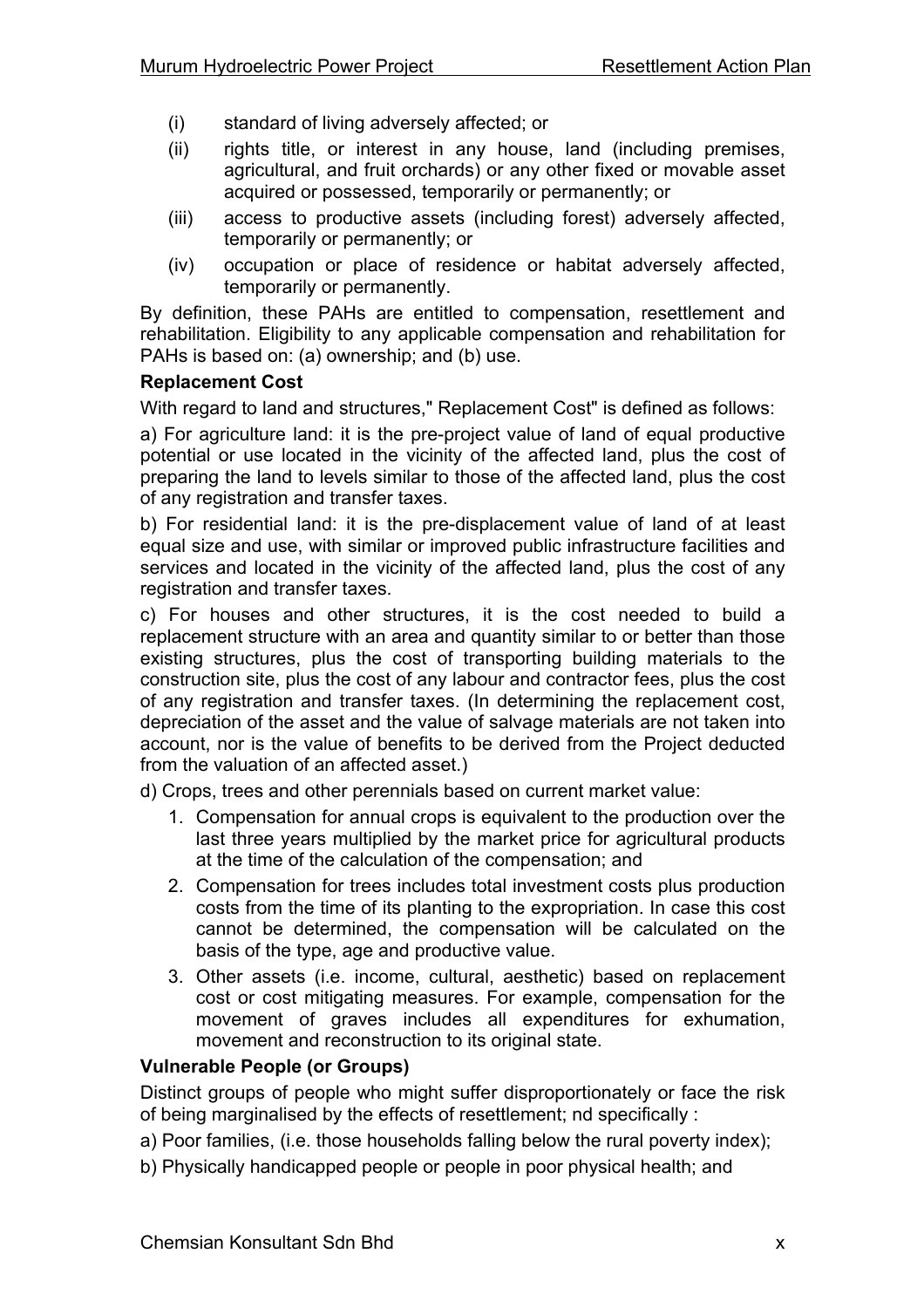(i) standard of living adversely affected; or

(ii) rights title, or interest in any house, land (including premises, agricultural, and fruit orchards) or any other fixed or movable asset acquired or possessed, temporarily or permanently; or

(iii) access to productive assets (including forest) adversely affected, temporarily or permanently; or

(iv) occupation or place of residence or habitat adversely affected, temporarily or permanently.

By definition, these PAHs are entitled to compensation, resettlement and rehabilitation. Eligibility to any applicable compensation and rehabilitation for PAHs is based on: (a) ownership; and (b) use.

**Replacement Cost**

With regard to land and structures," Replacement Cost" is defined as follows:

a) For agriculture land: it is the pre-project value of land of equal productive potential or use located in the vicinity of the affected land, plus the cost of preparing the land to levels similar to those of the affected land, plus the cost of any registration and transfer taxes.

b) For residential land: it is the pre-displacement value of land of at least equal size and use, with similar or improved public infrastructure facilities and services and located in the vicinity of the affected land, plus the cost of any registration and transfer taxes.

c) For houses and other structures, it is the cost needed to build a replacement structure with an area and quantity similar to or better than those existing structures, plus the cost of transporting building materials to the construction site, plus the cost of any labour and contractor fees, plus the cost of any registration and transfer taxes. (In determining the replacement cost, depreciation of the asset and the value of salvage materials are not taken into account, nor is the value of benefits to be derived from the Project deducted from the valuation of an affected asset.)

d) Crops, trees and other perennials based on current market value:

1. Compensation for annual crops is equivalent to the production over the last three years multiplied by the market price for agricultural products at the time of the calculation of the compensation; and
2. Compensation for trees includes total investment costs plus production costs from the time of its planting to the expropriation. In case this cost cannot be determined, the compensation will be calculated on the basis of the type, age and productive value.
3. Other assets (i.e. income, cultural, aesthetic) based on replacement cost or cost mitigating measures. For example, compensation for the movement of graves includes all expenditures for exhumation, movement and reconstruction to its original state.

**Vulnerable People (or Groups)**

Distinct groups of people who might suffer disproportionately or face the risk of being marginalised by the effects of resettlement; nd specifically :

a) Poor families, (i.e. those households falling below the rural poverty index);

b) Physically handicapped people or people in poor physical health; and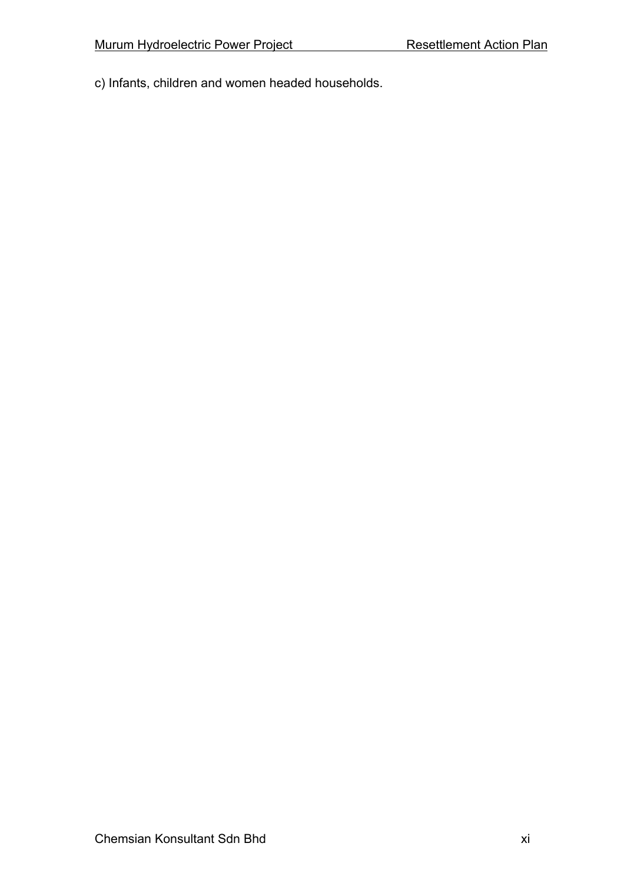c) Infants, children and women headed households.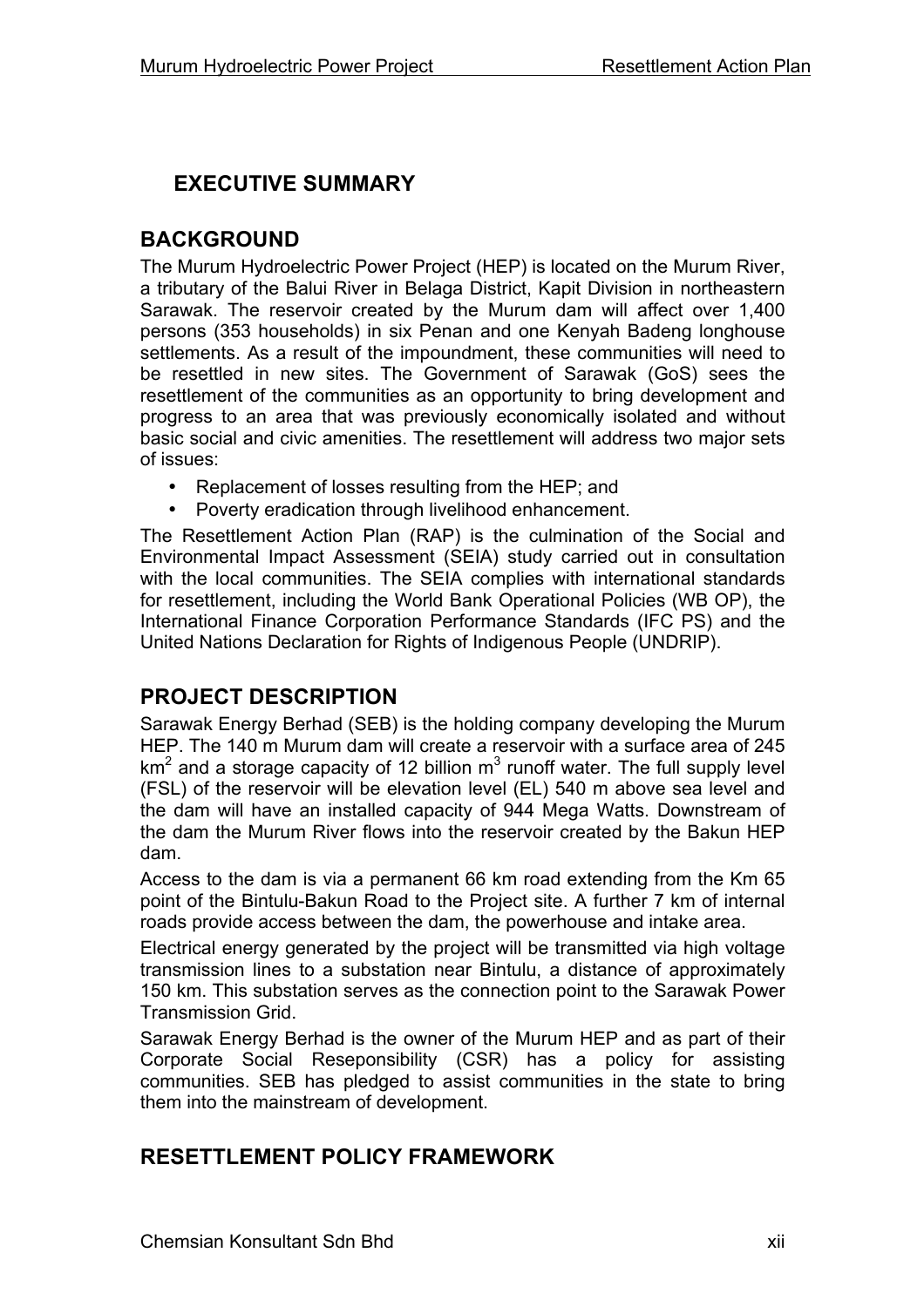## EXECUTIVE SUMMARY

## BACKGROUND

The Murum Hydroelectric Power Project (HEP) is located on the Murum River, a tributary of the Balui River in Belaga District, Kapit Division in northeastern Sarawak. The reservoir created by the Murum dam will affect over 1,400 persons (353 households) in six Penan and one Kenyah Badeng longhouse settlements. As a result of the impoundment, these communities will need to be resettled in new sites. The Government of Sarawak (GoS) sees the resettlement of the communities as an opportunity to bring development and progress to an area that was previously economically isolated and without basic social and civic amenities. The resettlement will address two major sets of issues:

- Replacement of losses resulting from the HEP; and
- Poverty eradication through livelihood enhancement.

The Resettlement Action Plan (RAP) is the culmination of the Social and Environmental Impact Assessment (SEIA) study carried out in consultation with the local communities. The SEIA complies with international standards for resettlement, including the World Bank Operational Policies (WB OP), the International Finance Corporation Performance Standards (IFC PS) and the United Nations Declaration for Rights of Indigenous People (UNDRIP).

## PROJECT DESCRIPTION

Sarawak Energy Berhad (SEB) is the holding company developing the Murum HEP. The 140 m Murum dam will create a reservoir with a surface area of 245 $km^2$ and a storage capacity of 12 billion $m^3$ runoff water. The full supply level (FSL) of the reservoir will be elevation level (EL) 540 m above sea level and the dam will have an installed capacity of 944 Mega Watts. Downstream of the dam the Murum River flows into the reservoir created by the Bakun HEP dam.

Access to the dam is via a permanent 66 km road extending from the Km 65 point of the Bintulu-Bakun Road to the Project site. A further 7 km of internal roads provide access between the dam, the powerhouse and intake area.

Electrical energy generated by the project will be transmitted via high voltage transmission lines to a substation near Bintulu, a distance of approximately 150 km. This substation serves as the connection point to the Sarawak Power Transmission Grid.

Sarawak Energy Berhad is the owner of the Murum HEP and as part of their Corporate Social Reseponsibility (CSR) has a policy for assisting communities. SEB has pledged to assist communities in the state to bring them into the mainstream of development.

## RESETTLEMENT POLICY FRAMEWORK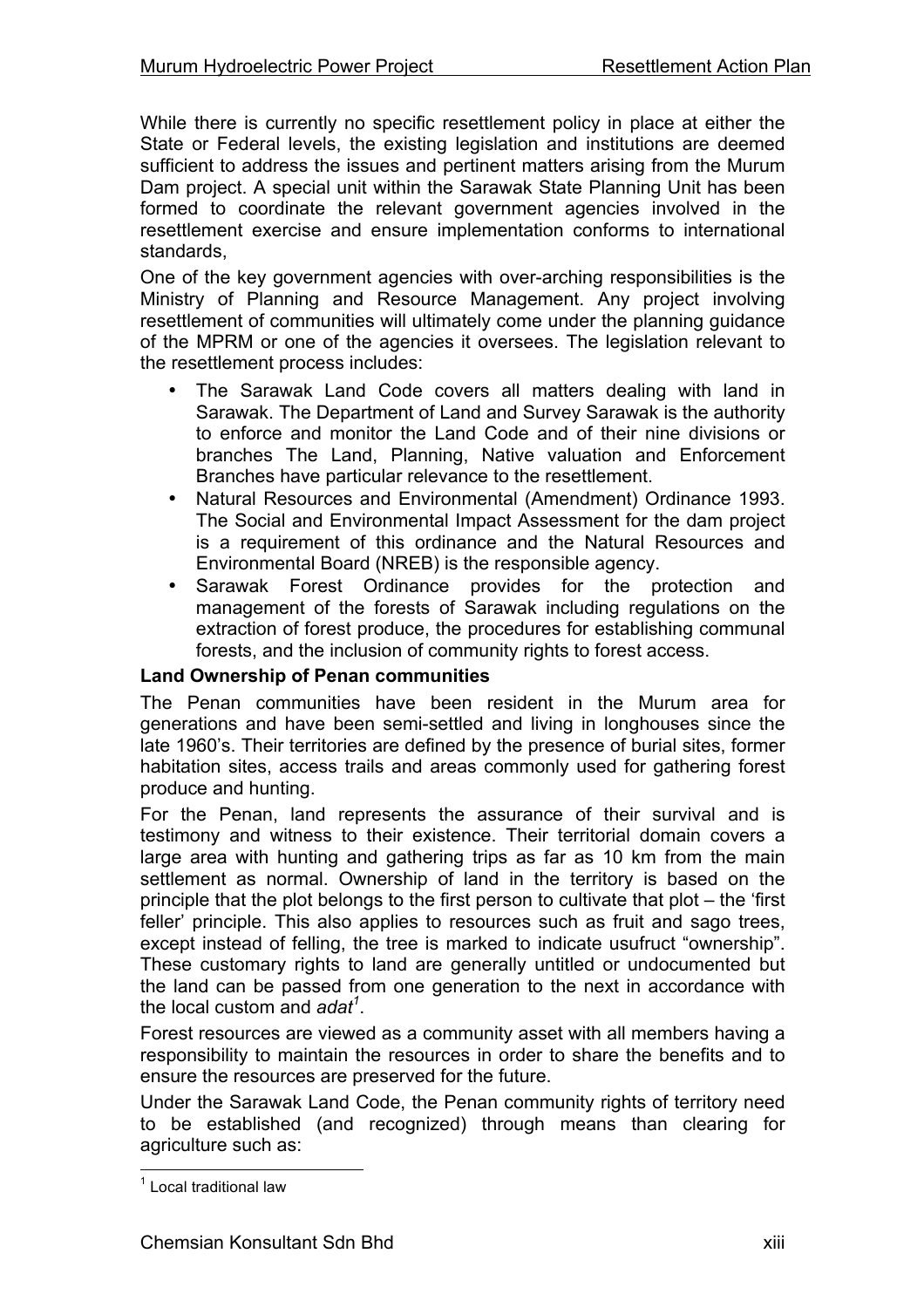While there is currently no specific resettlement policy in place at either the State or Federal levels, the existing legislation and institutions are deemed sufficient to address the issues and pertinent matters arising from the Murum Dam project. A special unit within the Sarawak State Planning Unit has been formed to coordinate the relevant government agencies involved in the resettlement exercise and ensure implementation conforms to international standards,

One of the key government agencies with over-arching responsibilities is the Ministry of Planning and Resource Management. Any project involving resettlement of communities will ultimately come under the planning guidance of the MPRM or one of the agencies it oversees. The legislation relevant to the resettlement process includes:

- The Sarawak Land Code covers all matters dealing with land in Sarawak. The Department of Land and Survey Sarawak is the authority to enforce and monitor the Land Code and of their nine divisions or branches The Land, Planning, Native valuation and Enforcement Branches have particular relevance to the resettlement.
- Natural Resources and Environmental (Amendment) Ordinance 1993. The Social and Environmental Impact Assessment for the dam project is a requirement of this ordinance and the Natural Resources and Environmental Board (NREB) is the responsible agency.
- Sarawak Forest Ordinance provides for the protection and management of the forests of Sarawak including regulations on the extraction of forest produce, the procedures for establishing communal forests, and the inclusion of community rights to forest access.

**Land Ownership of Penan communities**

The Penan communities have been resident in the Murum area for generations and have been semi-settled and living in longhouses since the late 1960's. Their territories are defined by the presence of burial sites, former habitation sites, access trails and areas commonly used for gathering forest produce and hunting.

For the Penan, land represents the assurance of their survival and is testimony and witness to their existence. Their territorial domain covers a large area with hunting and gathering trips as far as 10 km from the main settlement as normal. Ownership of land in the territory is based on the principle that the plot belongs to the first person to cultivate that plot – the 'first feller' principle. This also applies to resources such as fruit and sago trees, except instead of felling, the tree is marked to indicate usufruct "ownership". These customary rights to land are generally untitled or undocumented but the land can be passed from one generation to the next in accordance with the local custom and *adat*[1].

Forest resources are viewed as a community asset with all members having a responsibility to maintain the resources in order to share the benefits and to ensure the resources are preserved for the future.

Under the Sarawak Land Code, the Penan community rights of territory need to be established (and recognized) through means than clearing for agriculture such as:

[1] Local traditional law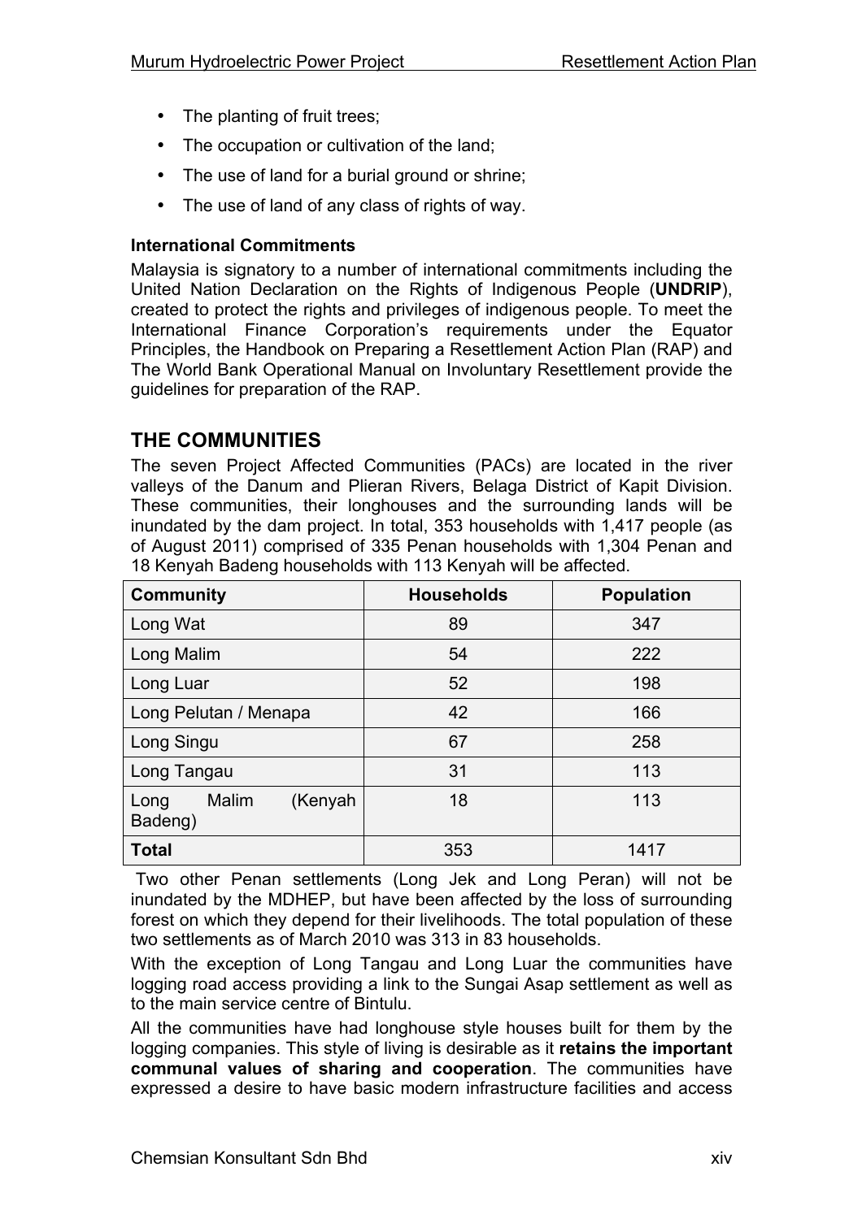- The planting of fruit trees;
- The occupation or cultivation of the land;
- The use of land for a burial ground or shrine;
- The use of land of any class of rights of way.

**International Commitments**

Malaysia is signatory to a number of international commitments including the United Nation Declaration on the Rights of Indigenous People (**UNDRIP**), created to protect the rights and privileges of indigenous people. To meet the International Finance Corporation's requirements under the Equator Principles, the Handbook on Preparing a Resettlement Action Plan (RAP) and The World Bank Operational Manual on Involuntary Resettlement provide the guidelines for preparation of the RAP.

## THE COMMUNITIES

The seven Project Affected Communities (PACs) are located in the river valleys of the Danum and Plieran Rivers, Belaga District of Kapit Division. These communities, their longhouses and the surrounding lands will be inundated by the dam project. In total, 353 households with 1,417 people (as of August 2011) comprised of 335 Penan households with 1,304 Penan and 18 Kenyah Badeng households with 113 Kenyah will be affected.

| Community | Households | Population |
|---|---|---|
| Long Wat | 89 | 347 |
| Long Malim | 54 | 222 |
| Long Luar | 52 | 198 |
| Long Pelutan / Menapa | 42 | 166 |
| Long Singu | 67 | 258 |
| Long Tangau | 31 | 113 |
| Long Malim (Kenyah Badeng) | 18 | 113 |
| **Total** | 353 | 1417 |

Two other Penan settlements (Long Jek and Long Peran) will not be inundated by the MDHEP, but have been affected by the loss of surrounding forest on which they depend for their livelihoods. The total population of these two settlements as of March 2010 was 313 in 83 households.

With the exception of Long Tangau and Long Luar the communities have logging road access providing a link to the Sungai Asap settlement as well as to the main service centre of Bintulu.

All the communities have had longhouse style houses built for them by the logging companies. This style of living is desirable as it **retains the important communal values of sharing and cooperation**. The communities have expressed a desire to have basic modern infrastructure facilities and access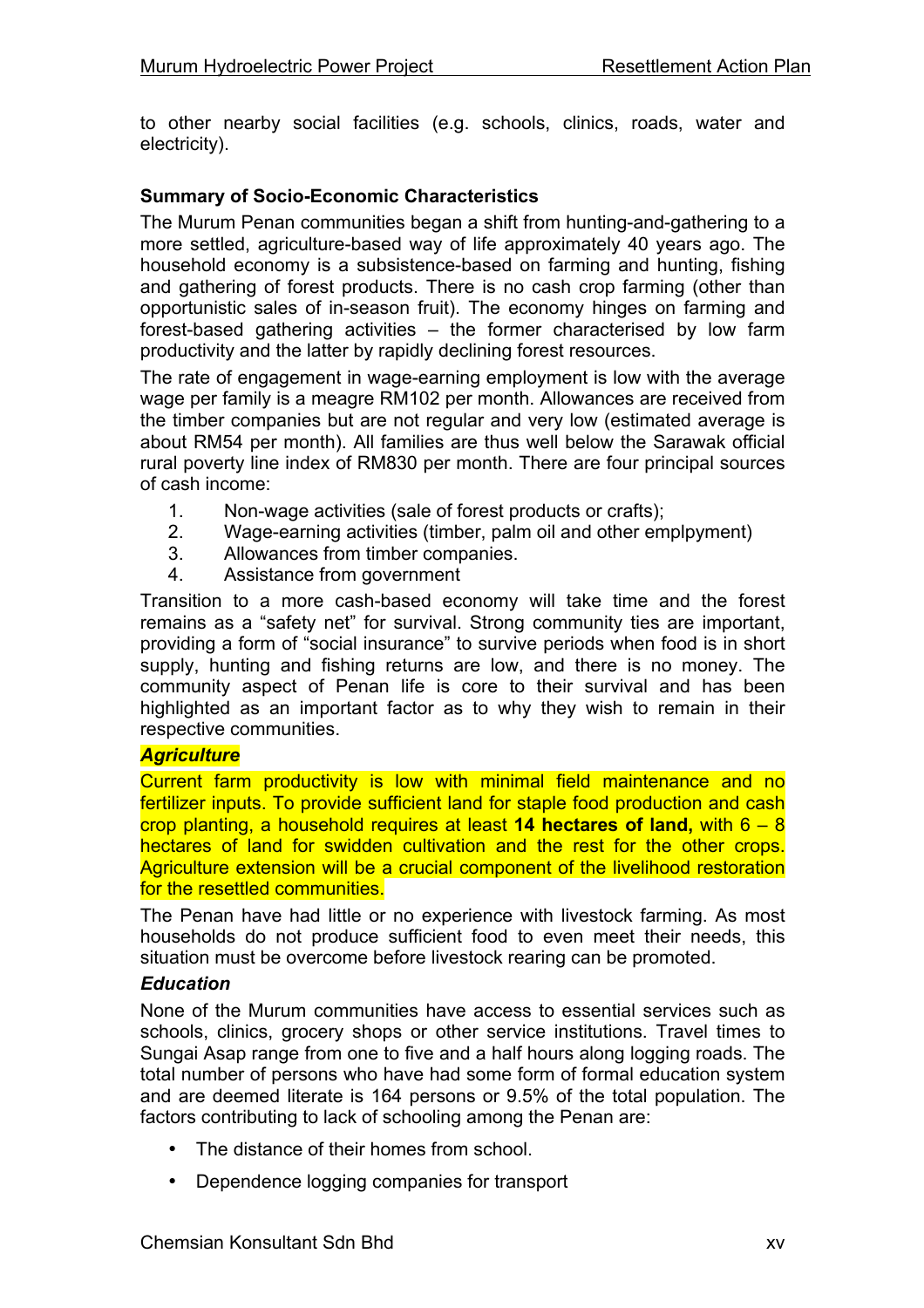to other nearby social facilities (e.g. schools, clinics, roads, water and electricity).

**Summary of Socio-Economic Characteristics**

The Murum Penan communities began a shift from hunting-and-gathering to a more settled, agriculture-based way of life approximately 40 years ago. The household economy is a subsistence-based on farming and hunting, fishing and gathering of forest products. There is no cash crop farming (other than opportunistic sales of in-season fruit). The economy hinges on farming and forest-based gathering activities – the former characterised by low farm productivity and the latter by rapidly declining forest resources.

The rate of engagement in wage-earning employment is low with the average wage per family is a meagre RM102 per month. Allowances are received from the timber companies but are not regular and very low (estimated average is about RM54 per month). All families are thus well below the Sarawak official rural poverty line index of RM830 per month. There are four principal sources of cash income:

1. Non-wage activities (sale of forest products or crafts);
2. Wage-earning activities (timber, palm oil and other emplpyment)
3. Allowances from timber companies.
4. Assistance from government

Transition to a more cash-based economy will take time and the forest remains as a "safety net" for survival. Strong community ties are important, providing a form of "social insurance" to survive periods when food is in short supply, hunting and fishing returns are low, and there is no money. The community aspect of Penan life is core to their survival and has been highlighted as an important factor as to why they wish to remain in their respective communities.

***Agriculture***

Current farm productivity is low with minimal field maintenance and no fertilizer inputs. To provide sufficient land for staple food production and cash crop planting, a household requires at least **14 hectares of land,** with 6 – 8 hectares of land for swidden cultivation and the rest for the other crops. Agriculture extension will be a crucial component of the livelihood restoration for the resettled communities.

The Penan have had little or no experience with livestock farming. As most households do not produce sufficient food to even meet their needs, this situation must be overcome before livestock rearing can be promoted.

***Education***

None of the Murum communities have access to essential services such as schools, clinics, grocery shops or other service institutions. Travel times to Sungai Asap range from one to five and a half hours along logging roads. The total number of persons who have had some form of formal education system and are deemed literate is 164 persons or 9.5% of the total population. The factors contributing to lack of schooling among the Penan are:

- The distance of their homes from school.
- Dependence logging companies for transport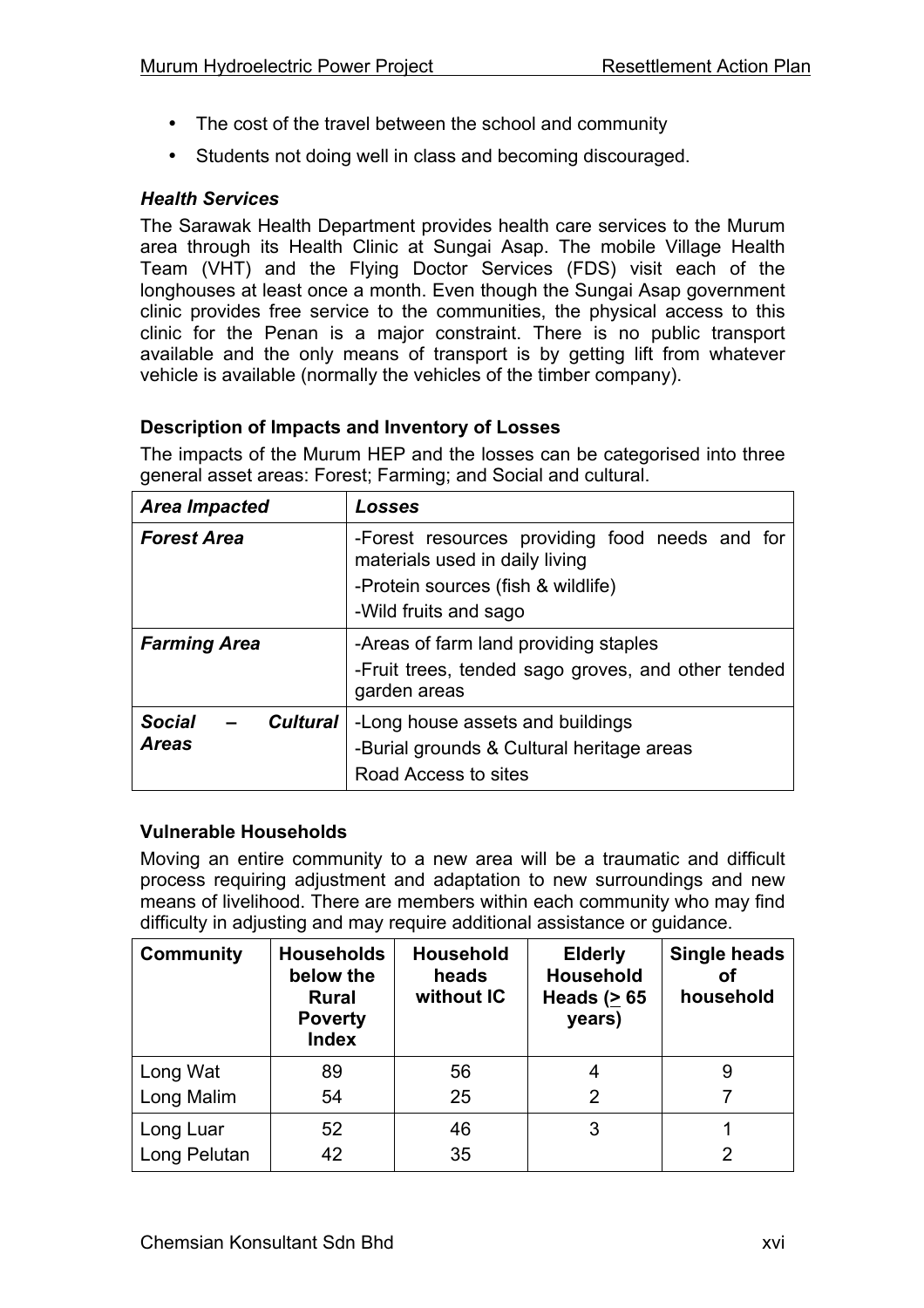- The cost of the travel between the school and community
- Students not doing well in class and becoming discouraged.

***Health Services***

The Sarawak Health Department provides health care services to the Murum area through its Health Clinic at Sungai Asap. The mobile Village Health Team (VHT) and the Flying Doctor Services (FDS) visit each of the longhouses at least once a month. Even though the Sungai Asap government clinic provides free service to the communities, the physical access to this clinic for the Penan is a major constraint. There is no public transport available and the only means of transport is by getting lift from whatever vehicle is available (normally the vehicles of the timber company).

**Description of Impacts and Inventory of Losses**

The impacts of the Murum HEP and the losses can be categorised into three general asset areas: Forest; Farming; and Social and cultural.

| *Area Impacted* | *Losses* |
|---|---|
| ***Forest Area*** | -Forest resources providing food needs and for materials used in daily living<br>-Protein sources (fish & wildlife)<br>-Wild fruits and sago |
| ***Farming Area*** | -Areas of farm land providing staples<br>-Fruit trees, tended sago groves, and other tended garden areas |
| ***Social – Cultural Areas*** | -Long house assets and buildings<br>-Burial grounds & Cultural heritage areas<br>Road Access to sites |

**Vulnerable Households**

Moving an entire community to a new area will be a traumatic and difficult process requiring adjustment and adaptation to new surroundings and new means of livelihood. There are members within each community who may find difficulty in adjusting and may require additional assistance or guidance.

| Community | Households below the Rural Poverty Index | Household heads without IC | Elderly Household Heads ($\geq$ 65 years) | Single heads of household |
|---|---|---|---|---|
| Long Wat | 89 | 56 | 4 | 9 |
| Long Malim | 54 | 25 | 2 | 7 |
| Long Luar | 52 | 46 | 3 | 1 |
| Long Pelutan | 42 | 35 | | 2 |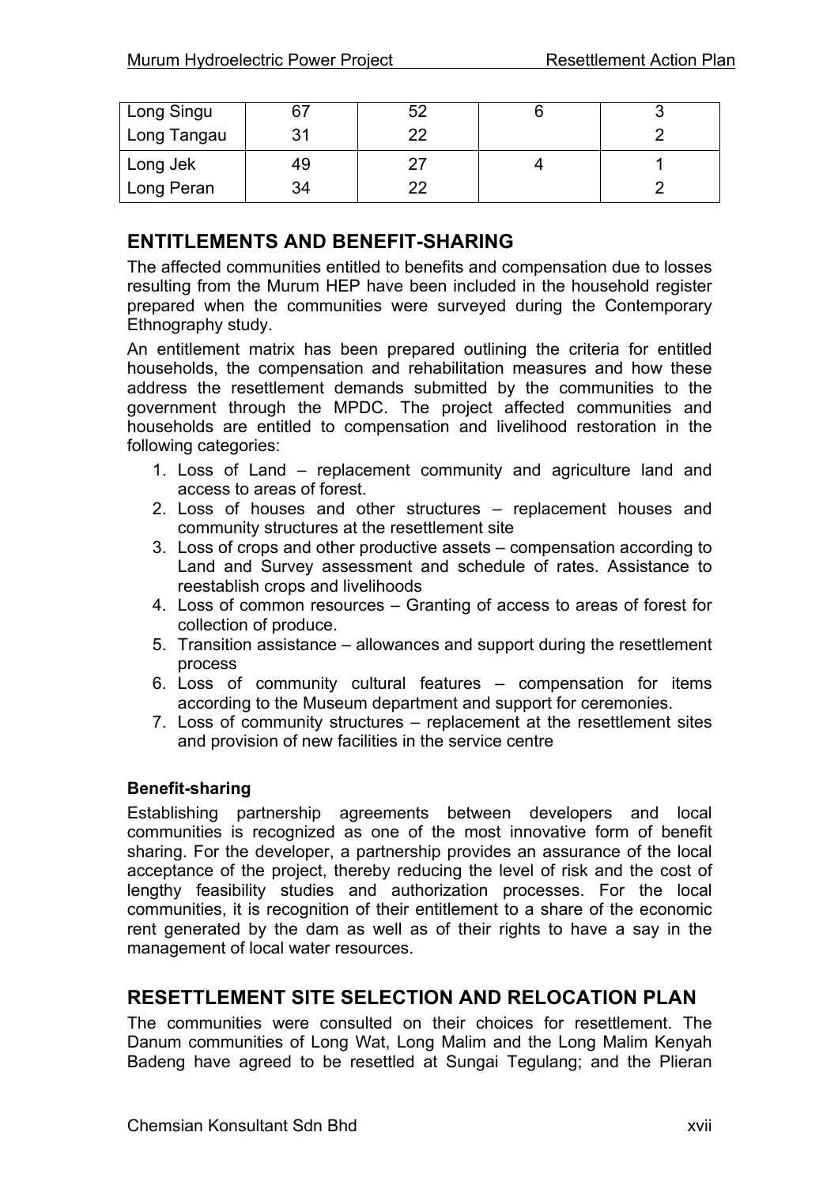| | | | | |
|---|---|---|---|---|
| Long Singu | 67 | 52 | 6 | 3 |
| Long Tangau | 31 | 22 | | 2 |
| Long Jek | 49 | 27 | 4 | 1 |
| Long Peran | 34 | 22 | | 2 |

## ENTITLEMENTS AND BENEFIT-SHARING

The affected communities entitled to benefits and compensation due to losses resulting from the Murum HEP have been included in the household register prepared when the communities were surveyed during the Contemporary Ethnography study.

An entitlement matrix has been prepared outlining the criteria for entitled households, the compensation and rehabilitation measures and how these address the resettlement demands submitted by the communities to the government through the MPDC. The project affected communities and households are entitled to compensation and livelihood restoration in the following categories:

1. Loss of Land – replacement community and agriculture land and access to areas of forest.
2. Loss of houses and other structures – replacement houses and community structures at the resettlement site
3. Loss of crops and other productive assets – compensation according to Land and Survey assessment and schedule of rates. Assistance to reestablish crops and livelihoods
4. Loss of common resources – Granting of access to areas of forest for collection of produce.
5. Transition assistance – allowances and support during the resettlement process
6. Loss of community cultural features – compensation for items according to the Museum department and support for ceremonies.
7. Loss of community structures – replacement at the resettlement sites and provision of new facilities in the service centre

**Benefit-sharing**

Establishing partnership agreements between developers and local communities is recognized as one of the most innovative form of benefit sharing. For the developer, a partnership provides an assurance of the local acceptance of the project, thereby reducing the level of risk and the cost of lengthy feasibility studies and authorization processes. For the local communities, it is recognition of their entitlement to a share of the economic rent generated by the dam as well as of their rights to have a say in the management of local water resources.

## RESETTLEMENT SITE SELECTION AND RELOCATION PLAN

The communities were consulted on their choices for resettlement. The Danum communities of Long Wat, Long Malim and the Long Malim Kenyah Badeng have agreed to be resettled at Sungai Tegulang; and the Plieran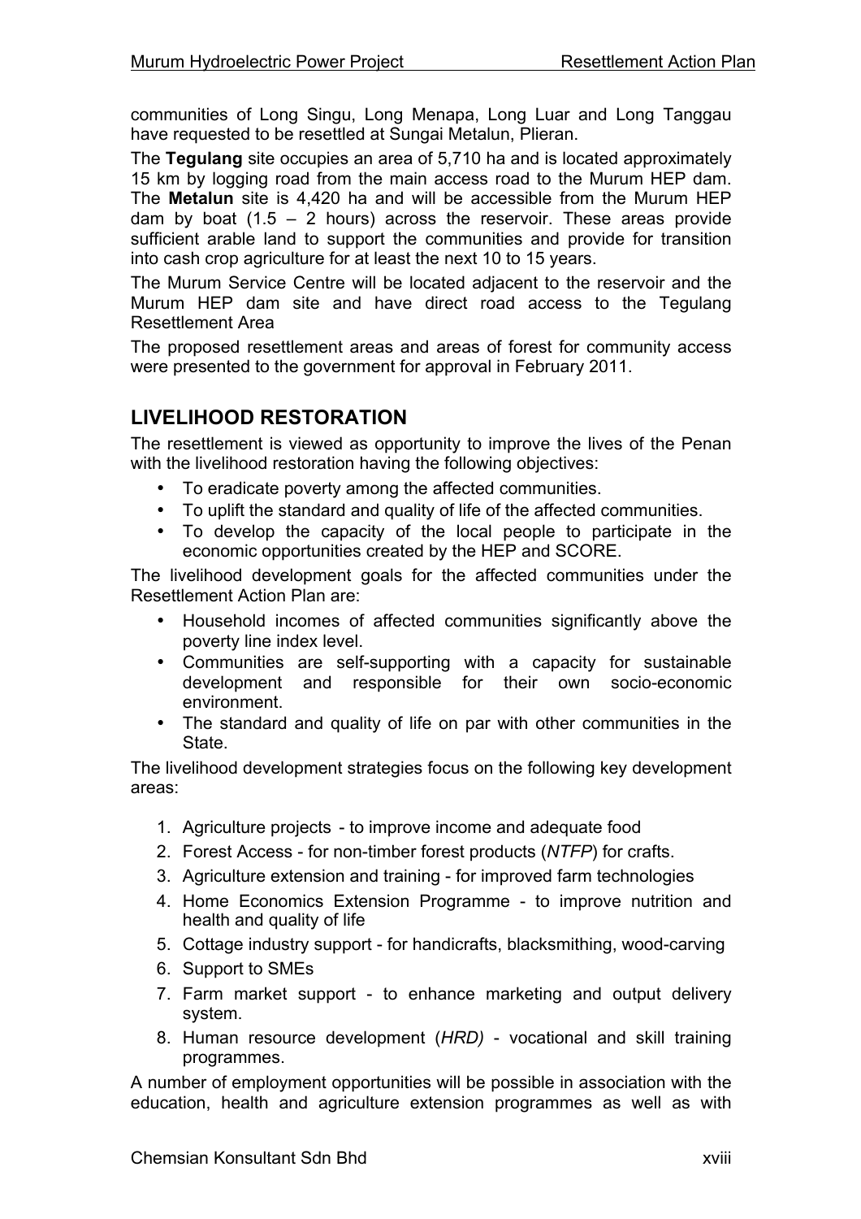communities of Long Singu, Long Menapa, Long Luar and Long Tanggau have requested to be resettled at Sungai Metalun, Plieran.

The **Tegulang** site occupies an area of 5,710 ha and is located approximately 15 km by logging road from the main access road to the Murum HEP dam. The **Metalun** site is 4,420 ha and will be accessible from the Murum HEP dam by boat (1.5 – 2 hours) across the reservoir. These areas provide sufficient arable land to support the communities and provide for transition into cash crop agriculture for at least the next 10 to 15 years.

The Murum Service Centre will be located adjacent to the reservoir and the Murum HEP dam site and have direct road access to the Tegulang Resettlement Area

The proposed resettlement areas and areas of forest for community access were presented to the government for approval in February 2011.

## LIVELIHOOD RESTORATION

The resettlement is viewed as opportunity to improve the lives of the Penan with the livelihood restoration having the following objectives:

- To eradicate poverty among the affected communities.
- To uplift the standard and quality of life of the affected communities.
- To develop the capacity of the local people to participate in the economic opportunities created by the HEP and SCORE.

The livelihood development goals for the affected communities under the Resettlement Action Plan are:

- Household incomes of affected communities significantly above the poverty line index level.
- Communities are self-supporting with a capacity for sustainable development and responsible for their own socio-economic environment.
- The standard and quality of life on par with other communities in the State.

The livelihood development strategies focus on the following key development areas:

1. Agriculture projects - to improve income and adequate food
2. Forest Access - for non-timber forest products (*NTFP*) for crafts.
3. Agriculture extension and training - for improved farm technologies
4. Home Economics Extension Programme - to improve nutrition and health and quality of life
5. Cottage industry support - for handicrafts, blacksmithing, wood-carving
6. Support to SMEs
7. Farm market support - to enhance marketing and output delivery system.
8. Human resource development (*HRD)* - vocational and skill training programmes.

A number of employment opportunities will be possible in association with the education, health and agriculture extension programmes as well as with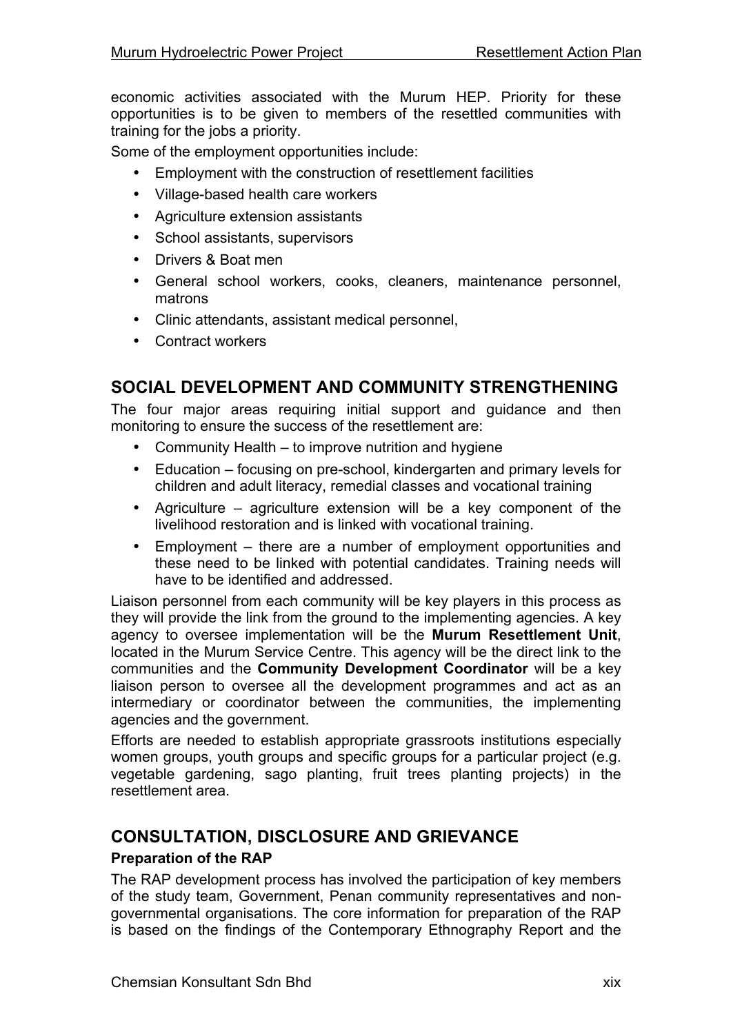economic activities associated with the Murum HEP. Priority for these opportunities is to be given to members of the resettled communities with training for the jobs a priority.

Some of the employment opportunities include:

- Employment with the construction of resettlement facilities
- Village-based health care workers
- Agriculture extension assistants
- School assistants, supervisors
- Drivers & Boat men
- General school workers, cooks, cleaners, maintenance personnel, matrons
- Clinic attendants, assistant medical personnel,
- Contract workers

## SOCIAL DEVELOPMENT AND COMMUNITY STRENGTHENING

The four major areas requiring initial support and guidance and then monitoring to ensure the success of the resettlement are:

- Community Health – to improve nutrition and hygiene
- Education – focusing on pre-school, kindergarten and primary levels for children and adult literacy, remedial classes and vocational training
- Agriculture – agriculture extension will be a key component of the livelihood restoration and is linked with vocational training.
- Employment – there are a number of employment opportunities and these need to be linked with potential candidates. Training needs will have to be identified and addressed.

Liaison personnel from each community will be key players in this process as they will provide the link from the ground to the implementing agencies. A key agency to oversee implementation will be the **Murum Resettlement Unit**, located in the Murum Service Centre. This agency will be the direct link to the communities and the **Community Development Coordinator** will be a key liaison person to oversee all the development programmes and act as an intermediary or coordinator between the communities, the implementing agencies and the government.

Efforts are needed to establish appropriate grassroots institutions especially women groups, youth groups and specific groups for a particular project (e.g. vegetable gardening, sago planting, fruit trees planting projects) in the resettlement area.

## CONSULTATION, DISCLOSURE AND GRIEVANCE

### Preparation of the RAP

The RAP development process has involved the participation of key members of the study team, Government, Penan community representatives and non-governmental organisations. The core information for preparation of the RAP is based on the findings of the Contemporary Ethnography Report and the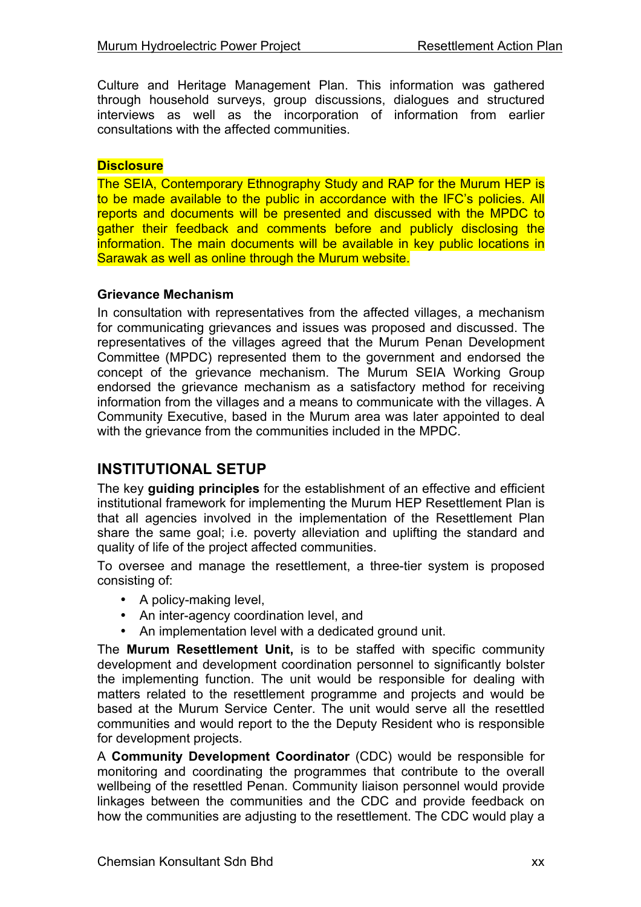Culture and Heritage Management Plan. This information was gathered through household surveys, group discussions, dialogues and structured interviews as well as the incorporation of information from earlier consultations with the affected communities.

**Disclosure**

The SEIA, Contemporary Ethnography Study and RAP for the Murum HEP is to be made available to the public in accordance with the IFC's policies. All reports and documents will be presented and discussed with the MPDC to gather their feedback and comments before and publicly disclosing the information. The main documents will be available in key public locations in Sarawak as well as online through the Murum website.

**Grievance Mechanism**

In consultation with representatives from the affected villages, a mechanism for communicating grievances and issues was proposed and discussed. The representatives of the villages agreed that the Murum Penan Development Committee (MPDC) represented them to the government and endorsed the concept of the grievance mechanism. The Murum SEIA Working Group endorsed the grievance mechanism as a satisfactory method for receiving information from the villages and a means to communicate with the villages. A Community Executive, based in the Murum area was later appointed to deal with the grievance from the communities included in the MPDC.

## INSTITUTIONAL SETUP

The key **guiding principles** for the establishment of an effective and efficient institutional framework for implementing the Murum HEP Resettlement Plan is that all agencies involved in the implementation of the Resettlement Plan share the same goal; i.e. poverty alleviation and uplifting the standard and quality of life of the project affected communities.

To oversee and manage the resettlement, a three-tier system is proposed consisting of:

- A policy-making level,
- An inter-agency coordination level, and
- An implementation level with a dedicated ground unit.

The **Murum Resettlement Unit,** is to be staffed with specific community development and development coordination personnel to significantly bolster the implementing function. The unit would be responsible for dealing with matters related to the resettlement programme and projects and would be based at the Murum Service Center. The unit would serve all the resettled communities and would report to the the Deputy Resident who is responsible for development projects.

A **Community Development Coordinator** (CDC) would be responsible for monitoring and coordinating the programmes that contribute to the overall wellbeing of the resettled Penan. Community liaison personnel would provide linkages between the communities and the CDC and provide feedback on how the communities are adjusting to the resettlement. The CDC would play a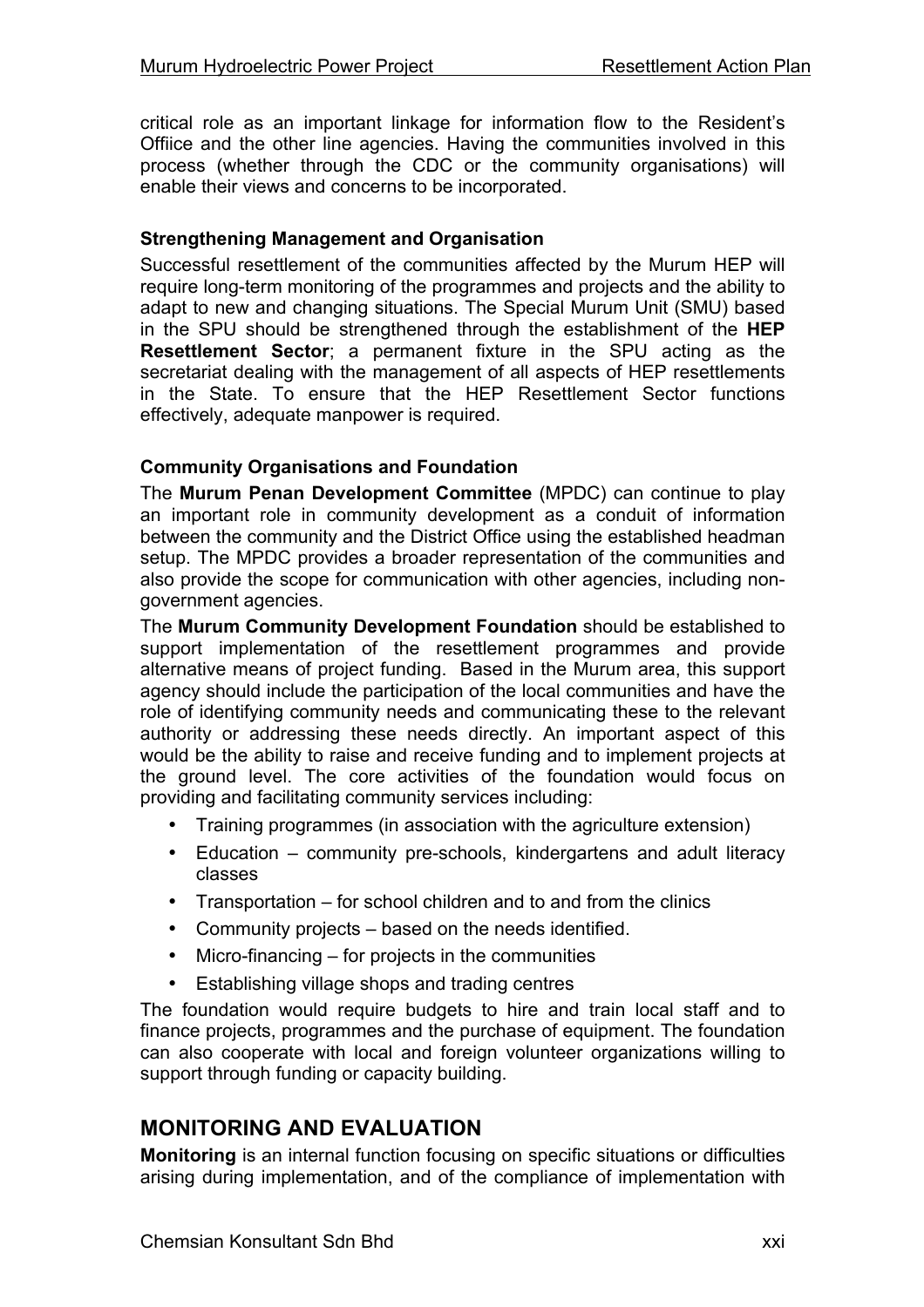critical role as an important linkage for information flow to the Resident's Offiice and the other line agencies. Having the communities involved in this process (whether through the CDC or the community organisations) will enable their views and concerns to be incorporated.

### Strengthening Management and Organisation

Successful resettlement of the communities affected by the Murum HEP will require long-term monitoring of the programmes and projects and the ability to adapt to new and changing situations. The Special Murum Unit (SMU) based in the SPU should be strengthened through the establishment of the **HEP Resettlement Sector**; a permanent fixture in the SPU acting as the secretariat dealing with the management of all aspects of HEP resettlements in the State. To ensure that the HEP Resettlement Sector functions effectively, adequate manpower is required.

### Community Organisations and Foundation

The **Murum Penan Development Committee** (MPDC) can continue to play an important role in community development as a conduit of information between the community and the District Office using the established headman setup. The MPDC provides a broader representation of the communities and also provide the scope for communication with other agencies, including non-government agencies.

The **Murum Community Development Foundation** should be established to support implementation of the resettlement programmes and provide alternative means of project funding. Based in the Murum area, this support agency should include the participation of the local communities and have the role of identifying community needs and communicating these to the relevant authority or addressing these needs directly. An important aspect of this would be the ability to raise and receive funding and to implement projects at the ground level. The core activities of the foundation would focus on providing and facilitating community services including:

- Training programmes (in association with the agriculture extension)
- Education – community pre-schools, kindergartens and adult literacy classes
- Transportation – for school children and to and from the clinics
- Community projects – based on the needs identified.
- Micro-financing – for projects in the communities
- Establishing village shops and trading centres

The foundation would require budgets to hire and train local staff and to finance projects, programmes and the purchase of equipment. The foundation can also cooperate with local and foreign volunteer organizations willing to support through funding or capacity building.

## MONITORING AND EVALUATION

**Monitoring** is an internal function focusing on specific situations or difficulties arising during implementation, and of the compliance of implementation with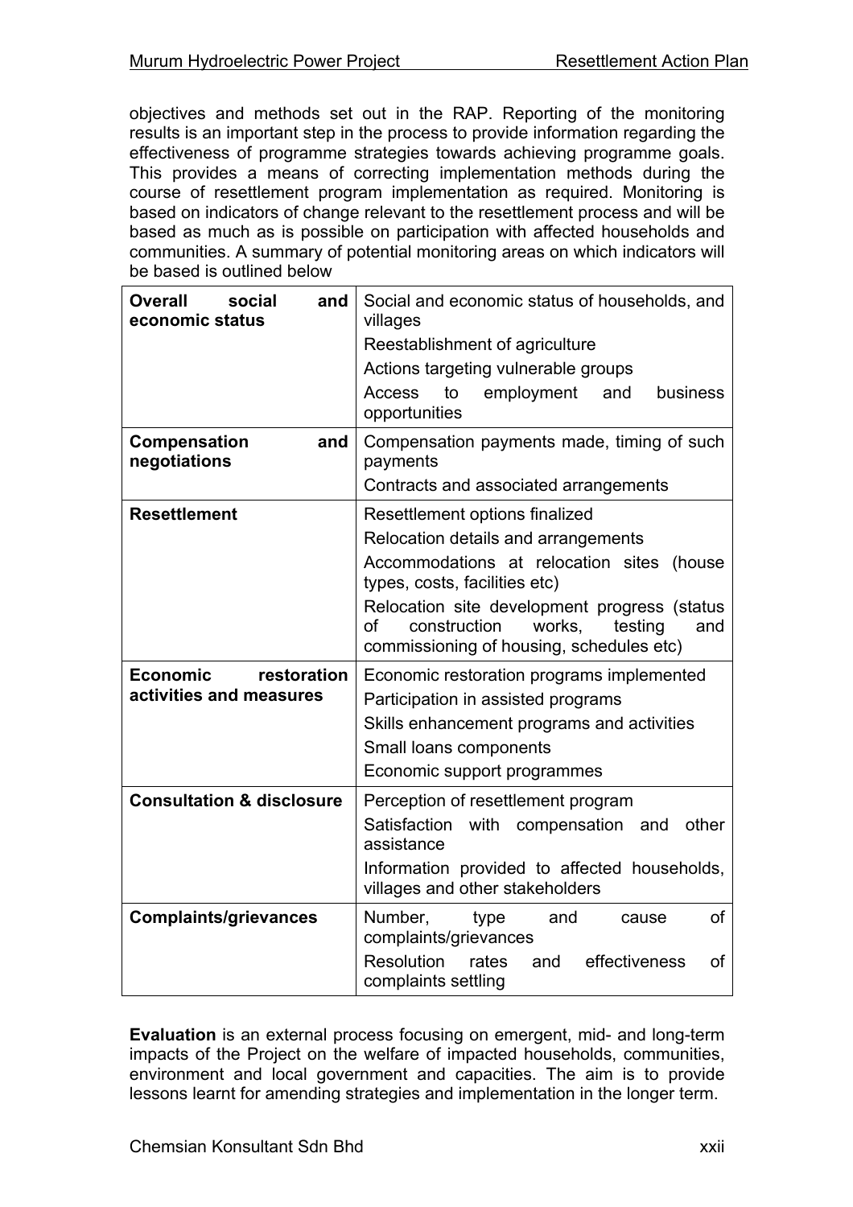objectives and methods set out in the RAP. Reporting of the monitoring results is an important step in the process to provide information regarding the effectiveness of programme strategies towards achieving programme goals. This provides a means of correcting implementation methods during the course of resettlement program implementation as required. Monitoring is based on indicators of change relevant to the resettlement process and will be based as much as is possible on participation with affected households and communities. A summary of potential monitoring areas on which indicators will be based is outlined below

| | |
|---|---|
| **Overall social and economic status** | Social and economic status of households, and villages<br>Reestablishment of agriculture<br>Actions targeting vulnerable groups<br>Access to employment and business opportunities |
| **Compensation and negotiations** | Compensation payments made, timing of such payments<br>Contracts and associated arrangements |
| **Resettlement** | Resettlement options finalized<br>Relocation details and arrangements<br>Accommodations at relocation sites (house types, costs, facilities etc)<br>Relocation site development progress (status of construction works, testing and commissioning of housing, schedules etc) |
| **Economic restoration activities and measures** | Economic restoration programs implemented<br>Participation in assisted programs<br>Skills enhancement programs and activities<br>Small loans components<br>Economic support programmes |
| **Consultation & disclosure** | Perception of resettlement program<br>Satisfaction with compensation and other assistance<br>Information provided to affected households, villages and other stakeholders |
| **Complaints/grievances** | Number, type and cause of complaints/grievances<br>Resolution rates and effectiveness of complaints settling |

**Evaluation** is an external process focusing on emergent, mid- and long-term impacts of the Project on the welfare of impacted households, communities, environment and local government and capacities. The aim is to provide lessons learnt for amending strategies and implementation in the longer term.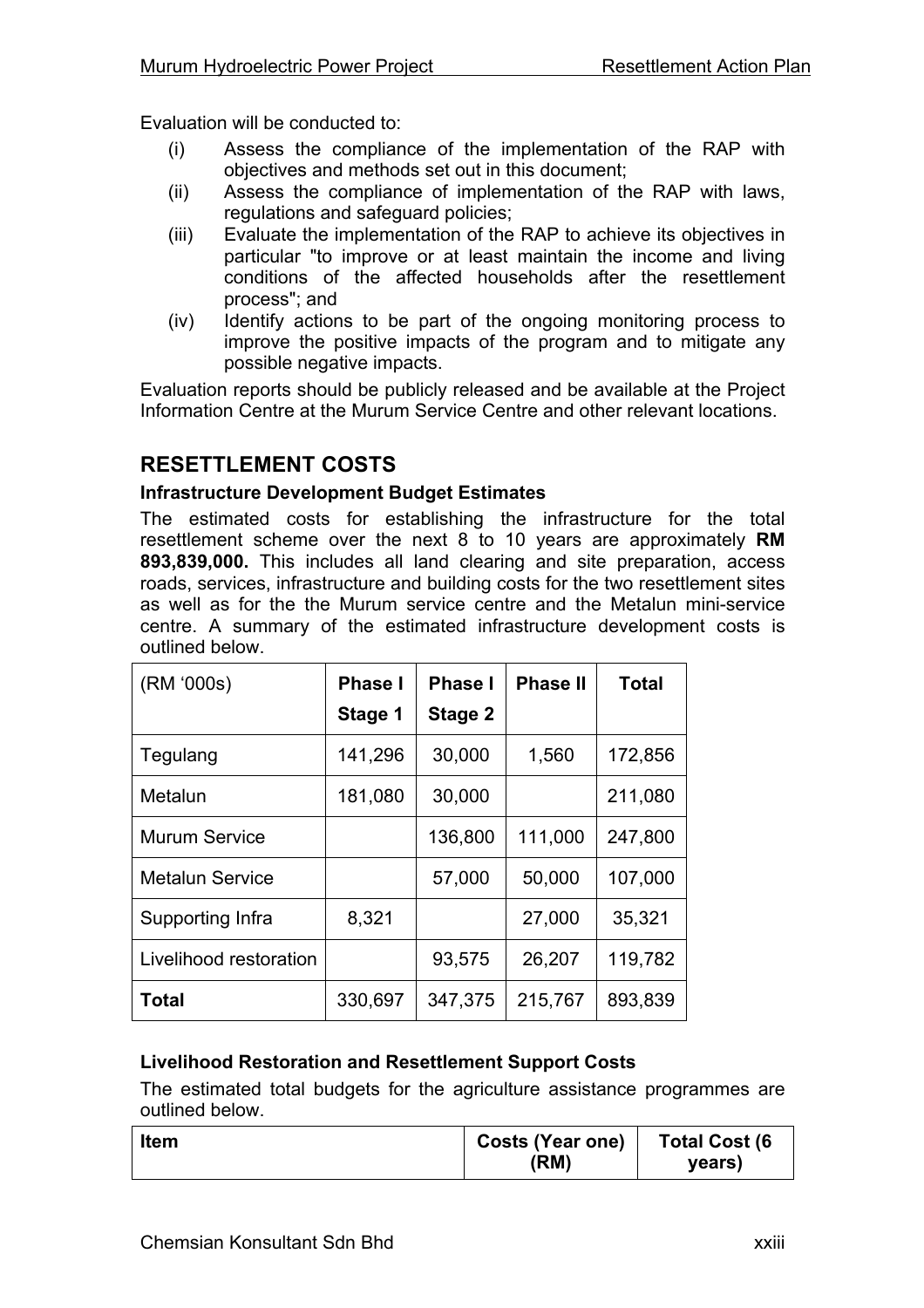Evaluation will be conducted to:

(i) Assess the compliance of the implementation of the RAP with objectives and methods set out in this document;
(ii) Assess the compliance of implementation of the RAP with laws, regulations and safeguard policies;
(iii) Evaluate the implementation of the RAP to achieve its objectives in particular "to improve or at least maintain the income and living conditions of the affected households after the resettlement process"; and
(iv) Identify actions to be part of the ongoing monitoring process to improve the positive impacts of the program and to mitigate any possible negative impacts.

Evaluation reports should be publicly released and be available at the Project Information Centre at the Murum Service Centre and other relevant locations.

## RESETTLEMENT COSTS

### Infrastructure Development Budget Estimates

The estimated costs for establishing the infrastructure for the total resettlement scheme over the next 8 to 10 years are approximately **RM 893,839,000.** This includes all land clearing and site preparation, access roads, services, infrastructure and building costs for the two resettlement sites as well as for the the Murum service centre and the Metalun mini-service centre. A summary of the estimated infrastructure development costs is outlined below.

| (RM '000s) | **Phase I Stage 1** | **Phase I Stage 2** | **Phase II** | **Total** |
|---|---|---|---|---|
| Tegulang | 141,296 | 30,000 | 1,560 | 172,856 |
| Metalun | 181,080 | 30,000 | | 211,080 |
| Murum Service | | 136,800 | 111,000 | 247,800 |
| Metalun Service | | 57,000 | 50,000 | 107,000 |
| Supporting Infra | 8,321 | | 27,000 | 35,321 |
| Livelihood restoration | | 93,575 | 26,207 | 119,782 |
| **Total** | 330,697 | 347,375 | 215,767 | 893,839 |

### Livelihood Restoration and Resettlement Support Costs

The estimated total budgets for the agriculture assistance programmes are outlined below.

| **Item** | **Costs (Year one) (RM)** | **Total Cost (6 years)** |
|---|---|---|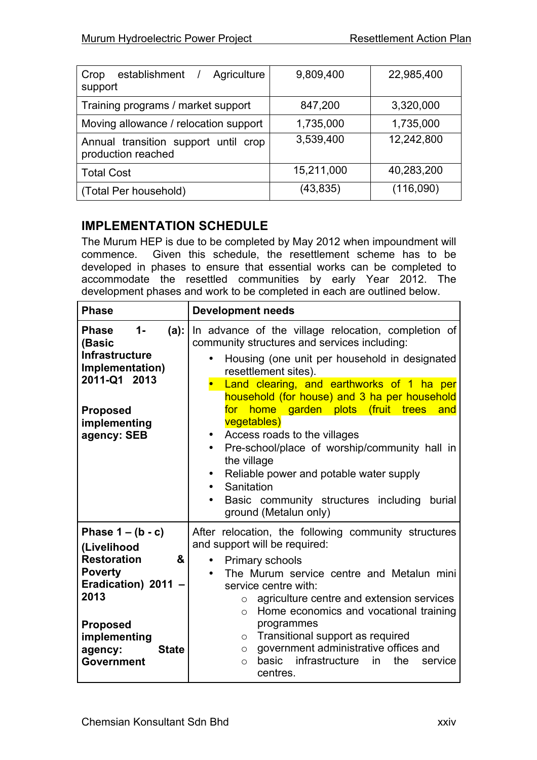| Crop establishment / Agriculture support | 9,809,400 | 22,985,400 |
|---|---|---|
| Training programs / market support | 847,200 | 3,320,000 |
| Moving allowance / relocation support | 1,735,000 | 1,735,000 |
| Annual transition support until crop production reached | 3,539,400 | 12,242,800 |
| Total Cost | 15,211,000 | 40,283,200 |
| (Total Per household) | (43,835) | (116,090) |

## IMPLEMENTATION SCHEDULE

The Murum HEP is due to be completed by May 2012 when impoundment will commence. Given this schedule, the resettlement scheme has to be developed in phases to ensure that essential works can be completed to accommodate the resettled communities by early Year 2012. The development phases and work to be completed in each are outlined below.

| Phase | Development needs |
|---|---|
| **Phase 1- (a): (Basic Infrastructure Implementation) 2011-Q1 2013**<br><br>**Proposed implementing agency: SEB** | In advance of the village relocation, completion of community structures and services including:<br>• Housing (one unit per household in designated resettlement sites).<br>• Land clearing, and earthworks of 1 ha per household (for house) and 3 ha per household for home garden plots (fruit trees and vegetables)<br>• Access roads to the villages<br>• Pre-school/place of worship/community hall in the village<br>• Reliable power and potable water supply<br>• Sanitation<br>• Basic community structures including burial ground (Metalun only) |
| **Phase 1 – (b - c) (Livelihood Restoration & Poverty Eradication) 2011 – 2013**<br><br>**Proposed implementing agency: State Government** | After relocation, the following community structures and support will be required:<br>• Primary schools<br>• The Murum service centre and Metalun mini service centre with:<br>  ○ agriculture centre and extension services<br>  ○ Home economics and vocational training programmes<br>  ○ Transitional support as required<br>  ○ government administrative offices and<br>  ○ basic infrastructure in the service centres. |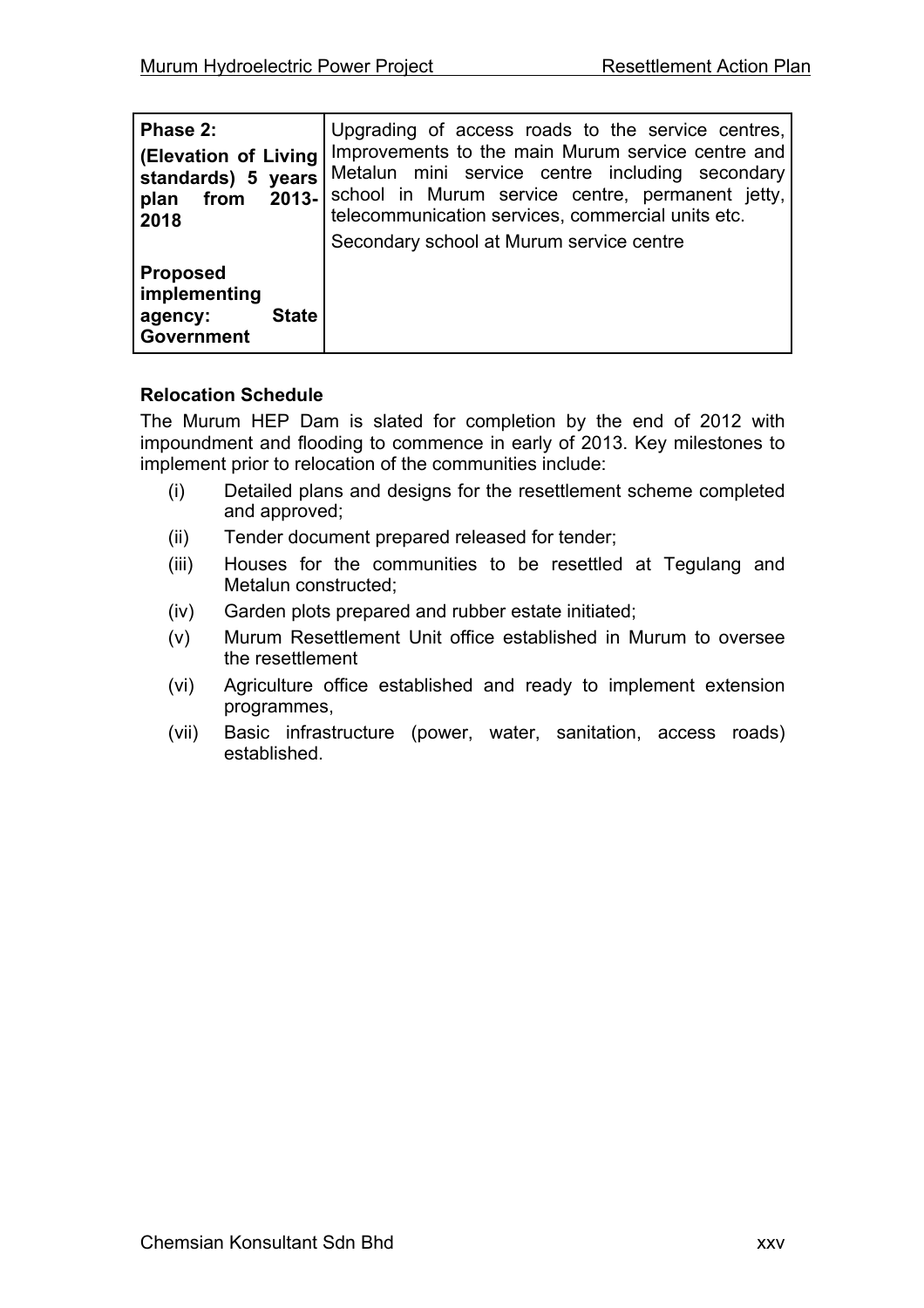| **Phase 2:**<br>**(Elevation of Living standards) 5 years plan from 2013-2018**<br><br>**Proposed implementing agency: State Government** | Upgrading of access roads to the service centres, Improvements to the main Murum service centre and Metalun mini service centre including secondary school in Murum service centre, permanent jetty, telecommunication services, commercial units etc.<br>Secondary school at Murum service centre |
|---|---|

**Relocation Schedule**

The Murum HEP Dam is slated for completion by the end of 2012 with impoundment and flooding to commence in early of 2013. Key milestones to implement prior to relocation of the communities include:

(i) Detailed plans and designs for the resettlement scheme completed and approved;

(ii) Tender document prepared released for tender;

(iii) Houses for the communities to be resettled at Tegulang and Metalun constructed;

(iv) Garden plots prepared and rubber estate initiated;

(v) Murum Resettlement Unit office established in Murum to oversee the resettlement

(vi) Agriculture office established and ready to implement extension programmes,

(vii) Basic infrastructure (power, water, sanitation, access roads) established.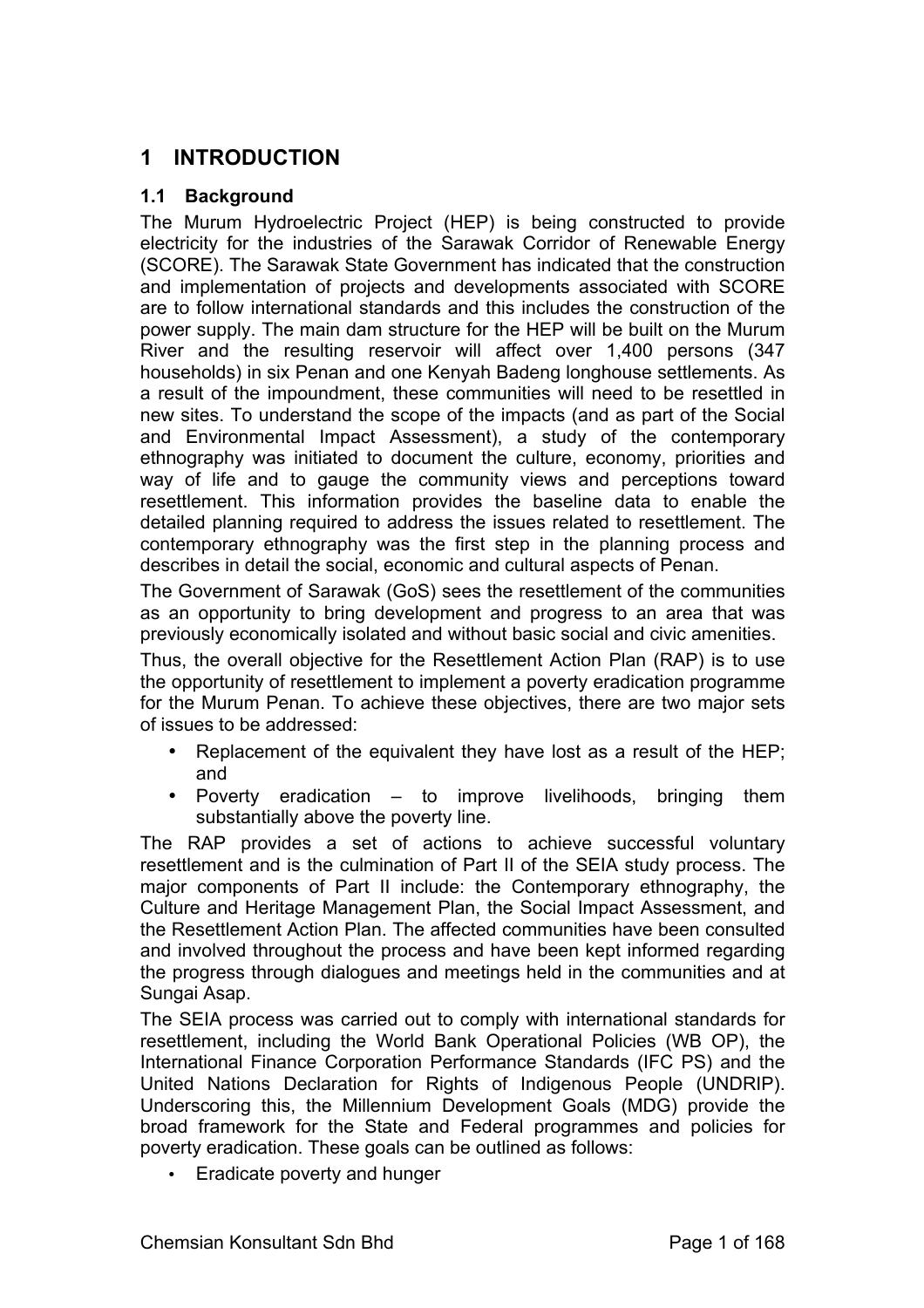# 1 INTRODUCTION

## 1.1 Background

The Murum Hydroelectric Project (HEP) is being constructed to provide electricity for the industries of the Sarawak Corridor of Renewable Energy (SCORE). The Sarawak State Government has indicated that the construction and implementation of projects and developments associated with SCORE are to follow international standards and this includes the construction of the power supply. The main dam structure for the HEP will be built on the Murum River and the resulting reservoir will affect over 1,400 persons (347 households) in six Penan and one Kenyah Badeng longhouse settlements. As a result of the impoundment, these communities will need to be resettled in new sites. To understand the scope of the impacts (and as part of the Social and Environmental Impact Assessment), a study of the contemporary ethnography was initiated to document the culture, economy, priorities and way of life and to gauge the community views and perceptions toward resettlement. This information provides the baseline data to enable the detailed planning required to address the issues related to resettlement. The contemporary ethnography was the first step in the planning process and describes in detail the social, economic and cultural aspects of Penan.

The Government of Sarawak (GoS) sees the resettlement of the communities as an opportunity to bring development and progress to an area that was previously economically isolated and without basic social and civic amenities.

Thus, the overall objective for the Resettlement Action Plan (RAP) is to use the opportunity of resettlement to implement a poverty eradication programme for the Murum Penan. To achieve these objectives, there are two major sets of issues to be addressed:

- Replacement of the equivalent they have lost as a result of the HEP; and
- Poverty eradication – to improve livelihoods, bringing them substantially above the poverty line.

The RAP provides a set of actions to achieve successful voluntary resettlement and is the culmination of Part II of the SEIA study process. The major components of Part II include: the Contemporary ethnography, the Culture and Heritage Management Plan, the Social Impact Assessment, and the Resettlement Action Plan. The affected communities have been consulted and involved throughout the process and have been kept informed regarding the progress through dialogues and meetings held in the communities and at Sungai Asap.

The SEIA process was carried out to comply with international standards for resettlement, including the World Bank Operational Policies (WB OP), the International Finance Corporation Performance Standards (IFC PS) and the United Nations Declaration for Rights of Indigenous People (UNDRIP). Underscoring this, the Millennium Development Goals (MDG) provide the broad framework for the State and Federal programmes and policies for poverty eradication. These goals can be outlined as follows:

- Eradicate poverty and hunger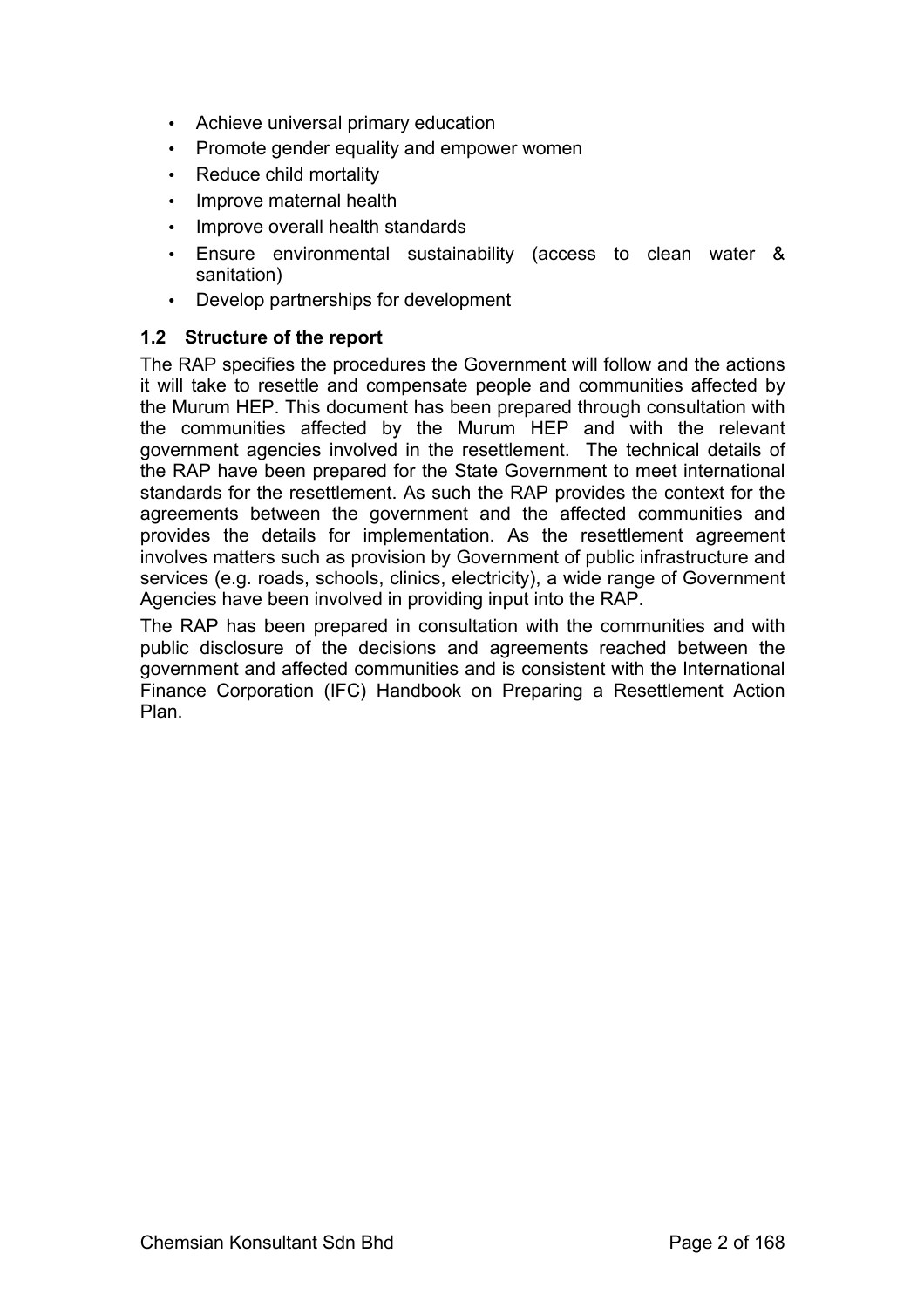- Achieve universal primary education
- Promote gender equality and empower women
- Reduce child mortality
- Improve maternal health
- Improve overall health standards
- Ensure environmental sustainability (access to clean water & sanitation)
- Develop partnerships for development

### 1.2 Structure of the report

The RAP specifies the procedures the Government will follow and the actions it will take to resettle and compensate people and communities affected by the Murum HEP. This document has been prepared through consultation with the communities affected by the Murum HEP and with the relevant government agencies involved in the resettlement. The technical details of the RAP have been prepared for the State Government to meet international standards for the resettlement. As such the RAP provides the context for the agreements between the government and the affected communities and provides the details for implementation. As the resettlement agreement involves matters such as provision by Government of public infrastructure and services (e.g. roads, schools, clinics, electricity), a wide range of Government Agencies have been involved in providing input into the RAP.

The RAP has been prepared in consultation with the communities and with public disclosure of the decisions and agreements reached between the government and affected communities and is consistent with the International Finance Corporation (IFC) Handbook on Preparing a Resettlement Action Plan.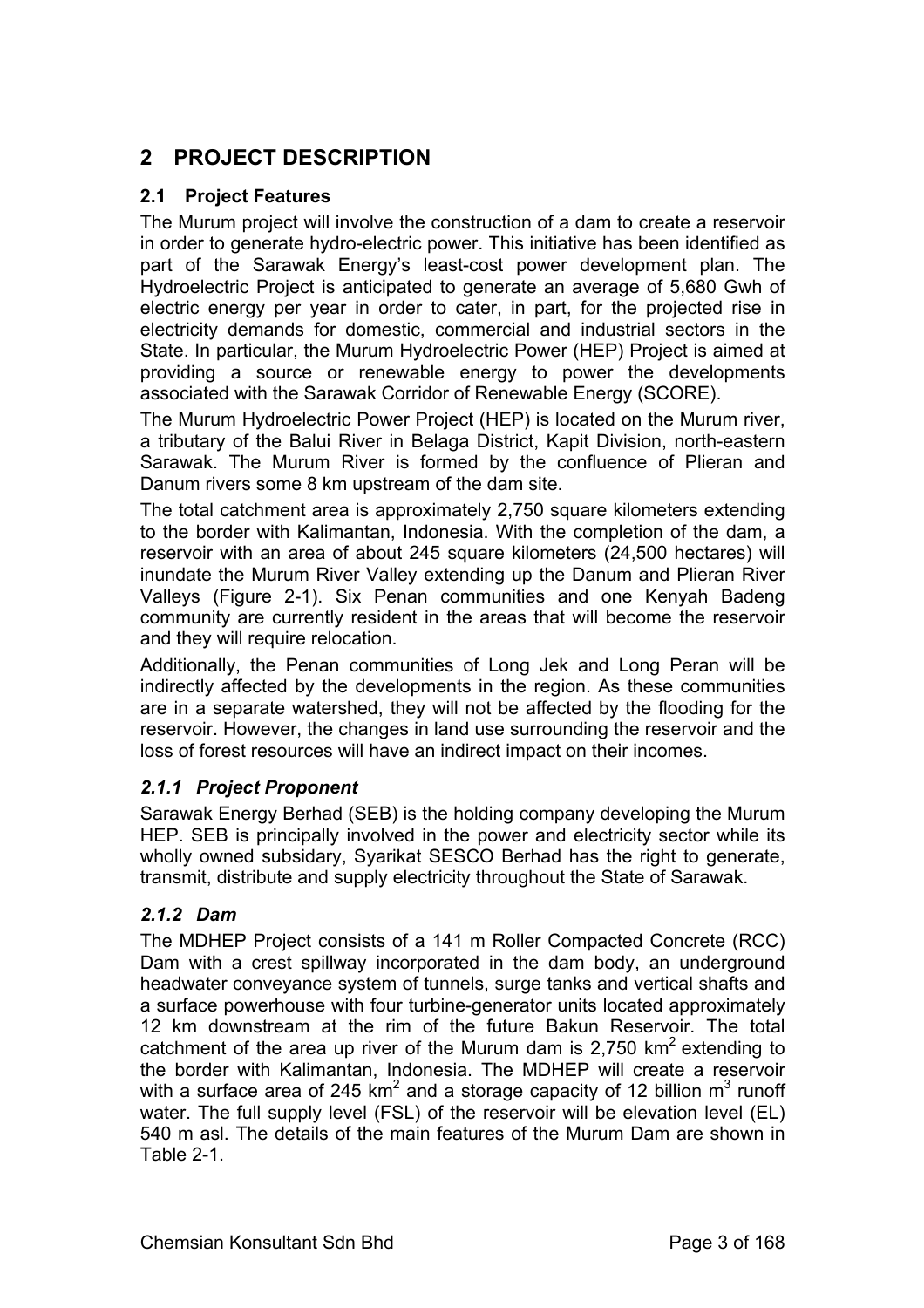# 2 PROJECT DESCRIPTION

## 2.1 Project Features

The Murum project will involve the construction of a dam to create a reservoir in order to generate hydro-electric power. This initiative has been identified as part of the Sarawak Energy's least-cost power development plan. The Hydroelectric Project is anticipated to generate an average of 5,680 Gwh of electric energy per year in order to cater, in part, for the projected rise in electricity demands for domestic, commercial and industrial sectors in the State. In particular, the Murum Hydroelectric Power (HEP) Project is aimed at providing a source or renewable energy to power the developments associated with the Sarawak Corridor of Renewable Energy (SCORE).

The Murum Hydroelectric Power Project (HEP) is located on the Murum river, a tributary of the Balui River in Belaga District, Kapit Division, north-eastern Sarawak. The Murum River is formed by the confluence of Plieran and Danum rivers some 8 km upstream of the dam site.

The total catchment area is approximately 2,750 square kilometers extending to the border with Kalimantan, Indonesia. With the completion of the dam, a reservoir with an area of about 245 square kilometers (24,500 hectares) will inundate the Murum River Valley extending up the Danum and Plieran River Valleys (Figure 2-1). Six Penan communities and one Kenyah Badeng community are currently resident in the areas that will become the reservoir and they will require relocation.

Additionally, the Penan communities of Long Jek and Long Peran will be indirectly affected by the developments in the region. As these communities are in a separate watershed, they will not be affected by the flooding for the reservoir. However, the changes in land use surrounding the reservoir and the loss of forest resources will have an indirect impact on their incomes.

### *2.1.1 Project Proponent*

Sarawak Energy Berhad (SEB) is the holding company developing the Murum HEP. SEB is principally involved in the power and electricity sector while its wholly owned subsidary, Syarikat SESCO Berhad has the right to generate, transmit, distribute and supply electricity throughout the State of Sarawak.

### *2.1.2 Dam*

The MDHEP Project consists of a 141 m Roller Compacted Concrete (RCC) Dam with a crest spillway incorporated in the dam body, an underground headwater conveyance system of tunnels, surge tanks and vertical shafts and a surface powerhouse with four turbine-generator units located approximately 12 km downstream at the rim of the future Bakun Reservoir. The total catchment of the area up river of the Murum dam is 2,750 km$^2$ extending to the border with Kalimantan, Indonesia. The MDHEP will create a reservoir with a surface area of 245 km$^2$ and a storage capacity of 12 billion m$^3$ runoff water. The full supply level (FSL) of the reservoir will be elevation level (EL) 540 m asl. The details of the main features of the Murum Dam are shown in Table 2-1.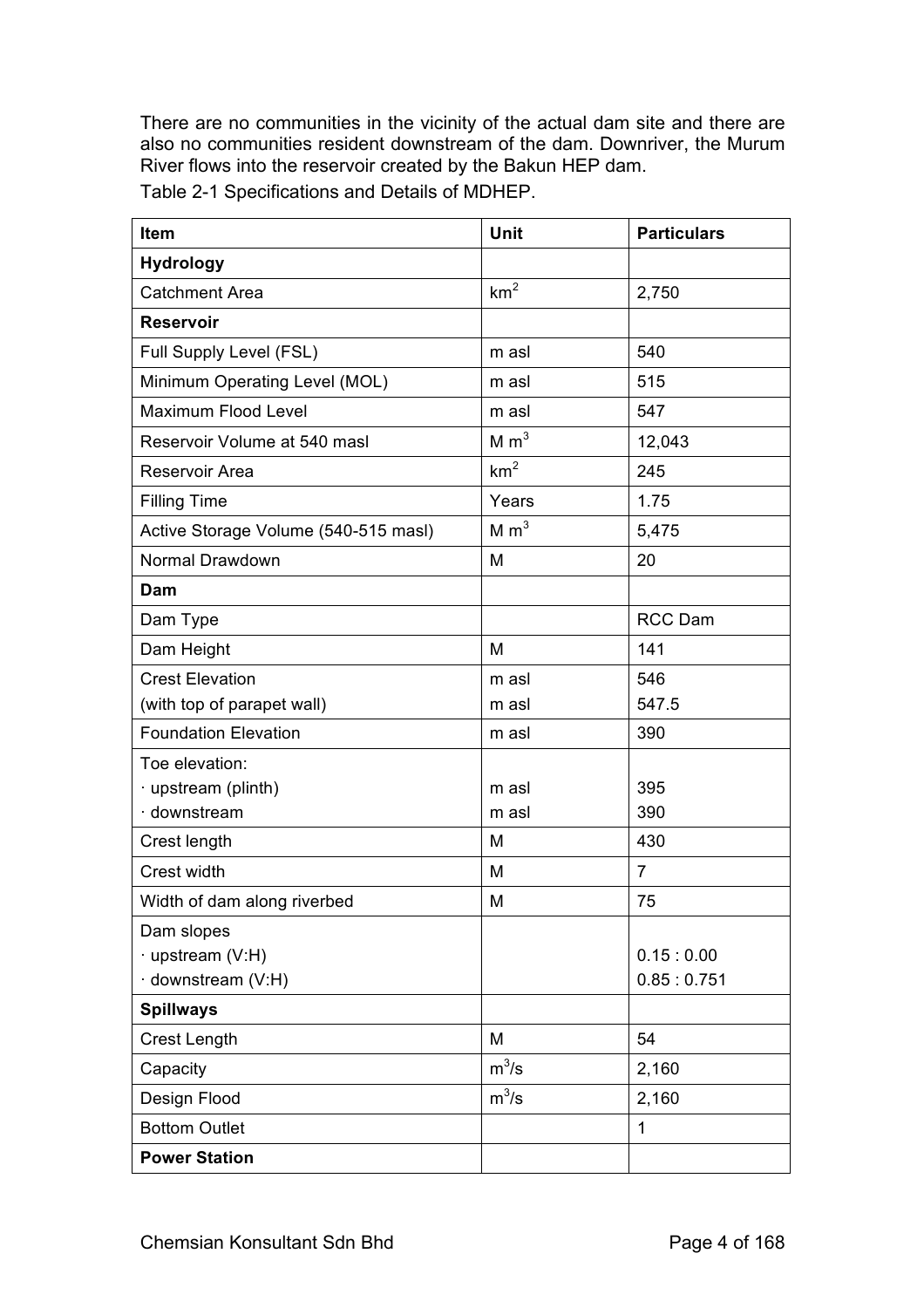There are no communities in the vicinity of the actual dam site and there are also no communities resident downstream of the dam. Downriver, the Murum River flows into the reservoir created by the Bakun HEP dam.

Table 2-1 Specifications and Details of MDHEP.

| Item | Unit | Particulars |
|---|---|---|
| **Hydrology** | | |
| Catchment Area | $km^2$ | 2,750 |
| **Reservoir** | | |
| Full Supply Level (FSL) | m asl | 540 |
| Minimum Operating Level (MOL) | m asl | 515 |
| Maximum Flood Level | m asl | 547 |
| Reservoir Volume at 540 masl | M $m^3$ | 12,043 |
| Reservoir Area | $km^2$ | 245 |
| Filling Time | Years | 1.75 |
| Active Storage Volume (540-515 masl) | M $m^3$ | 5,475 |
| Normal Drawdown | M | 20 |
| **Dam** | | |
| Dam Type | | RCC Dam |
| Dam Height | M | 141 |
| Crest Elevation<br>(with top of parapet wall) | m asl<br>m asl | 546<br>547.5 |
| Foundation Elevation | m asl | 390 |
| Toe elevation:<br>· upstream (plinth)<br>· downstream | <br>m asl<br>m asl | <br>395<br>390 |
| Crest length | M | 430 |
| Crest width | M | 7 |
| Width of dam along riverbed | M | 75 |
| Dam slopes<br>· upstream (V:H)<br>· downstream (V:H) | | <br>0.15 : 0.00<br>0.85 : 0.751 |
| **Spillways** | | |
| Crest Length | M | 54 |
| Capacity | $m^3/s$ | 2,160 |
| Design Flood | $m^3/s$ | 2,160 |
| Bottom Outlet | | 1 |
| **Power Station** | | |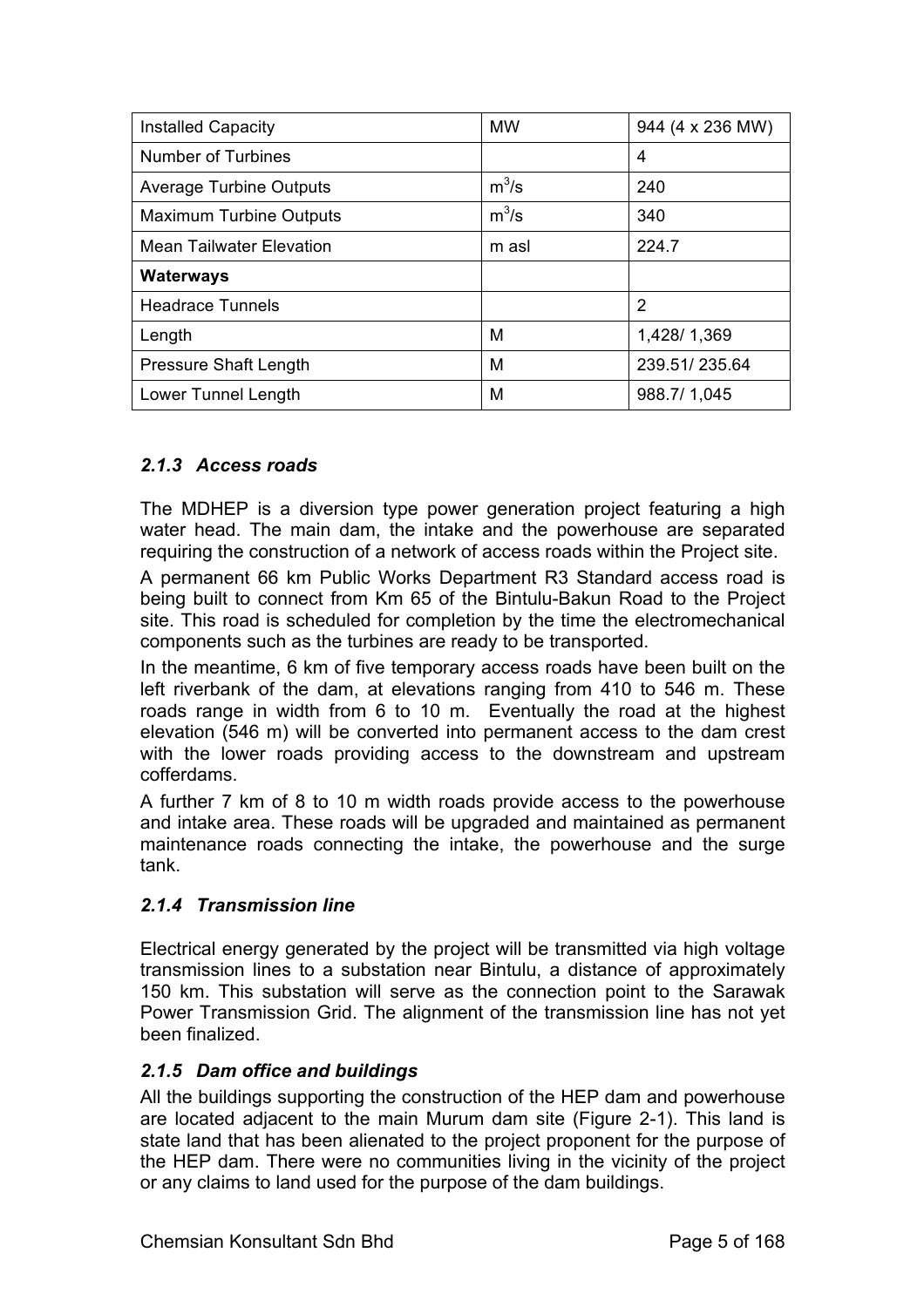| Installed Capacity | MW | 944 (4 x 236 MW) |
|---|---|---|
| Number of Turbines | | 4 |
| Average Turbine Outputs | $m^3/s$ | 240 |
| Maximum Turbine Outputs | $m^3/s$ | 340 |
| Mean Tailwater Elevation | m asl | 224.7 |
| **Waterways** | | |
| Headrace Tunnels | | 2 |
| Length | M | 1,428/ 1,369 |
| Pressure Shaft Length | M | 239.51/ 235.64 |
| Lower Tunnel Length | M | 988.7/ 1,045 |

### *2.1.3 Access roads*

The MDHEP is a diversion type power generation project featuring a high water head. The main dam, the intake and the powerhouse are separated requiring the construction of a network of access roads within the Project site.

A permanent 66 km Public Works Department R3 Standard access road is being built to connect from Km 65 of the Bintulu-Bakun Road to the Project site. This road is scheduled for completion by the time the electromechanical components such as the turbines are ready to be transported.

In the meantime, 6 km of five temporary access roads have been built on the left riverbank of the dam, at elevations ranging from 410 to 546 m. These roads range in width from 6 to 10 m. Eventually the road at the highest elevation (546 m) will be converted into permanent access to the dam crest with the lower roads providing access to the downstream and upstream cofferdams.

A further 7 km of 8 to 10 m width roads provide access to the powerhouse and intake area. These roads will be upgraded and maintained as permanent maintenance roads connecting the intake, the powerhouse and the surge tank.

### *2.1.4 Transmission line*

Electrical energy generated by the project will be transmitted via high voltage transmission lines to a substation near Bintulu, a distance of approximately 150 km. This substation will serve as the connection point to the Sarawak Power Transmission Grid. The alignment of the transmission line has not yet been finalized.

### *2.1.5 Dam office and buildings*

All the buildings supporting the construction of the HEP dam and powerhouse are located adjacent to the main Murum dam site (Figure 2-1). This land is state land that has been alienated to the project proponent for the purpose of the HEP dam. There were no communities living in the vicinity of the project or any claims to land used for the purpose of the dam buildings.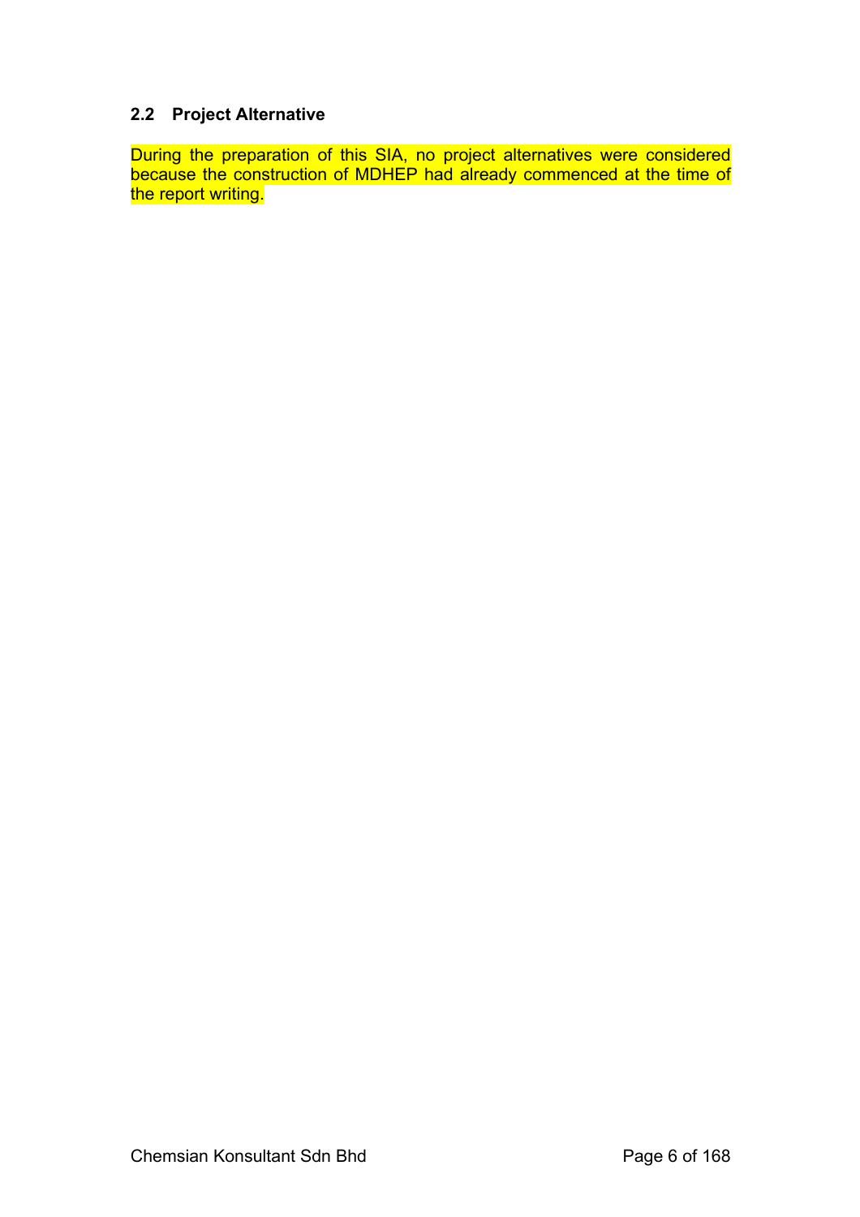## 2.2 Project Alternative

During the preparation of this SIA, no project alternatives were considered because the construction of MDHEP had already commenced at the time of the report writing.